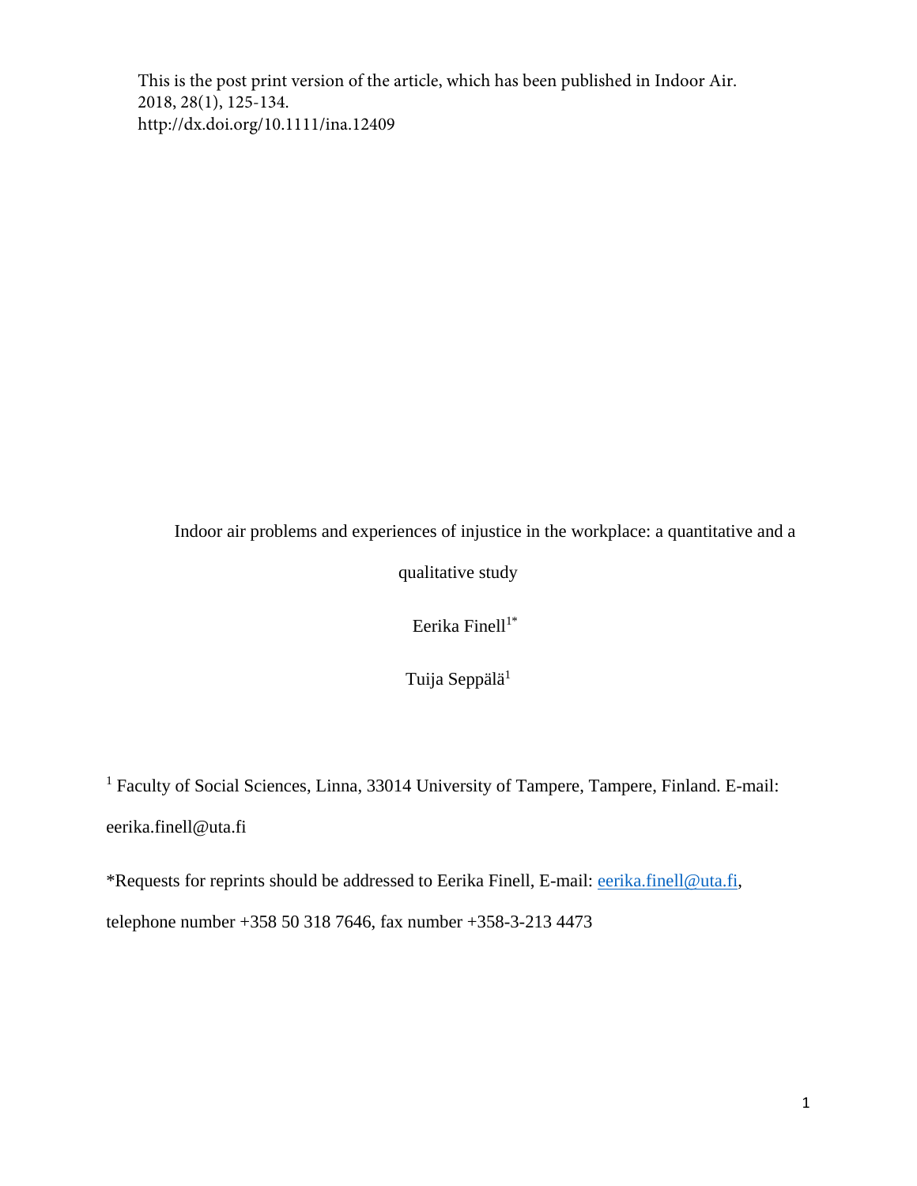This is the post print version of the article, which has been published in Indoor Air. 2018, 28(1), 125-134.
http://dx.doi.org/10.1111/ina.12409

# Indoor air problems and experiences of injustice in the workplace: a quantitative and a qualitative study

Eerika Finell[1*]

Tuija Seppälä[1]

[1] Faculty of Social Sciences, Linna, 33014 University of Tampere, Tampere, Finland. E-mail: eerika.finell@uta.fi

*Requests for reprints should be addressed to Eerika Finell, E-mail: eerika.finell@uta.fi, telephone number +358 50 318 7646, fax number +358-3-213 4473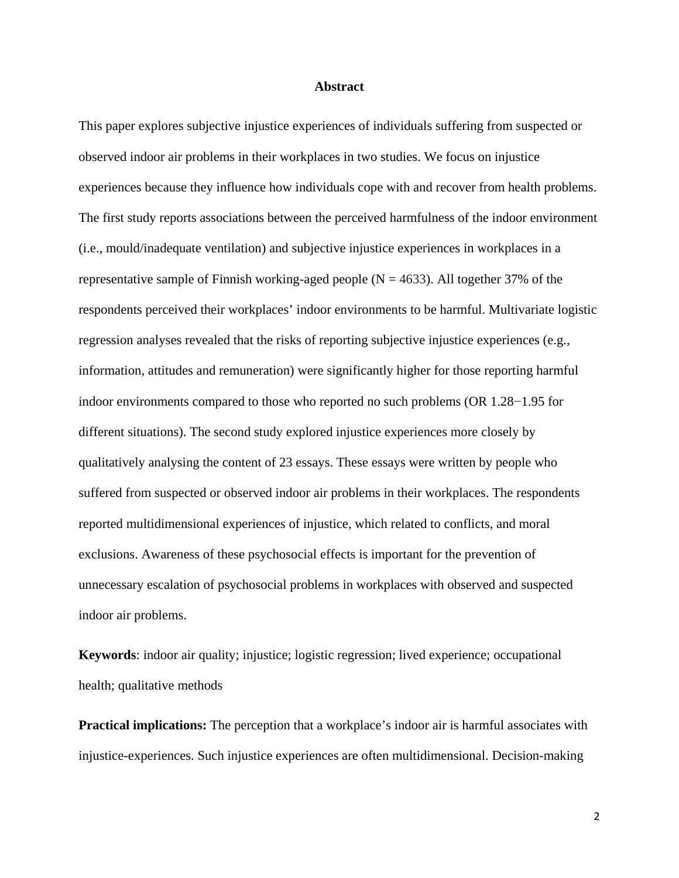## Abstract

This paper explores subjective injustice experiences of individuals suffering from suspected or observed indoor air problems in their workplaces in two studies. We focus on injustice experiences because they influence how individuals cope with and recover from health problems. The first study reports associations between the perceived harmfulness of the indoor environment (i.e., mould/inadequate ventilation) and subjective injustice experiences in workplaces in a representative sample of Finnish working-aged people (N = 4633). All together 37% of the respondents perceived their workplaces' indoor environments to be harmful. Multivariate logistic regression analyses revealed that the risks of reporting subjective injustice experiences (e.g., information, attitudes and remuneration) were significantly higher for those reporting harmful indoor environments compared to those who reported no such problems (OR 1.28−1.95 for different situations). The second study explored injustice experiences more closely by qualitatively analysing the content of 23 essays. These essays were written by people who suffered from suspected or observed indoor air problems in their workplaces. The respondents reported multidimensional experiences of injustice, which related to conflicts, and moral exclusions. Awareness of these psychosocial effects is important for the prevention of unnecessary escalation of psychosocial problems in workplaces with observed and suspected indoor air problems.

**Keywords**: indoor air quality; injustice; logistic regression; lived experience; occupational health; qualitative methods

**Practical implications:** The perception that a workplace's indoor air is harmful associates with injustice-experiences. Such injustice experiences are often multidimensional. Decision-making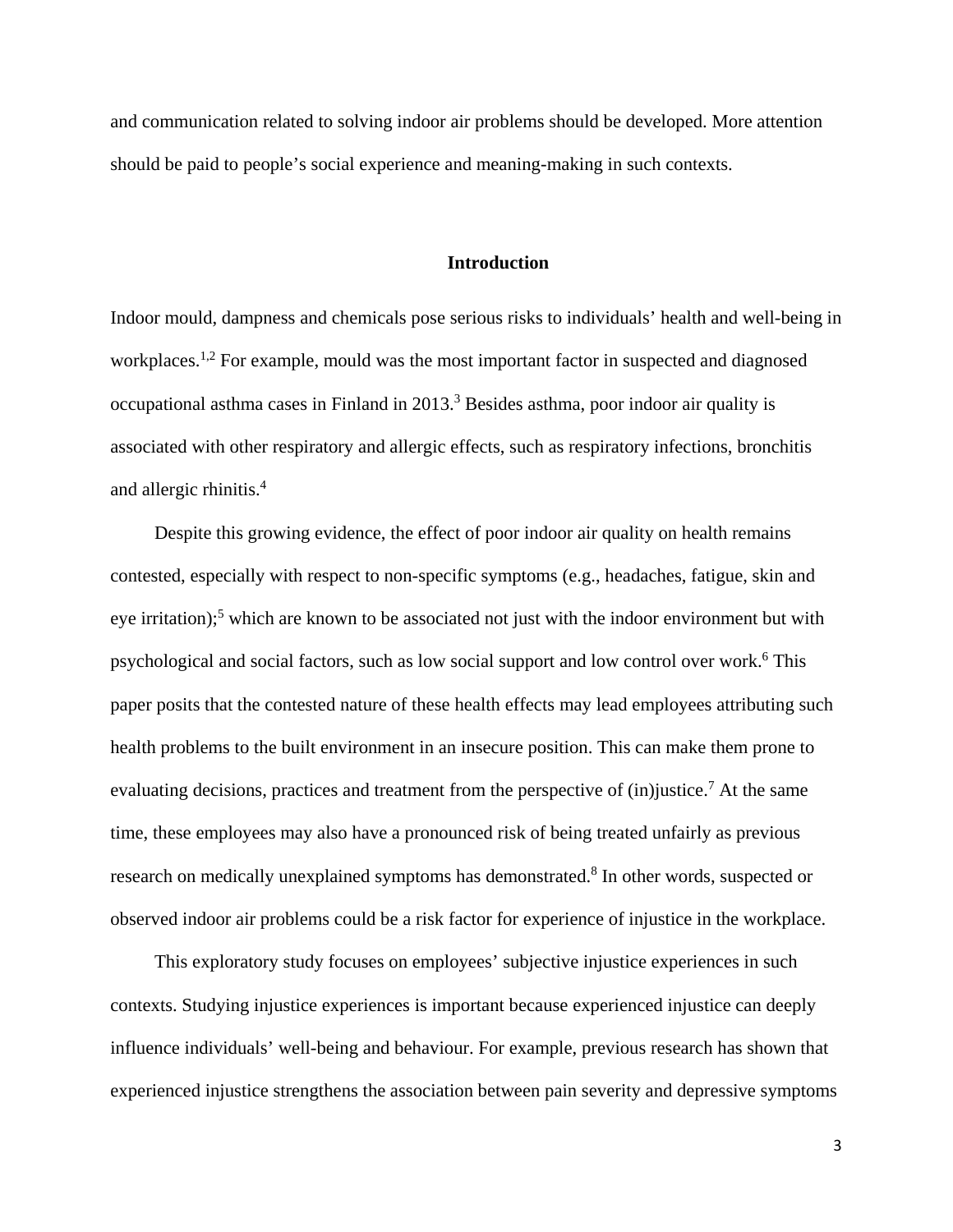and communication related to solving indoor air problems should be developed. More attention should be paid to people's social experience and meaning-making in such contexts.

## Introduction

Indoor mould, dampness and chemicals pose serious risks to individuals' health and well-being in workplaces.[1,2] For example, mould was the most important factor in suspected and diagnosed occupational asthma cases in Finland in 2013.[3] Besides asthma, poor indoor air quality is associated with other respiratory and allergic effects, such as respiratory infections, bronchitis and allergic rhinitis.[4]

Despite this growing evidence, the effect of poor indoor air quality on health remains contested, especially with respect to non-specific symptoms (e.g., headaches, fatigue, skin and eye irritation);[5] which are known to be associated not just with the indoor environment but with psychological and social factors, such as low social support and low control over work.[6] This paper posits that the contested nature of these health effects may lead employees attributing such health problems to the built environment in an insecure position. This can make them prone to evaluating decisions, practices and treatment from the perspective of (in)justice.[7] At the same time, these employees may also have a pronounced risk of being treated unfairly as previous research on medically unexplained symptoms has demonstrated.[8] In other words, suspected or observed indoor air problems could be a risk factor for experience of injustice in the workplace.

This exploratory study focuses on employees' subjective injustice experiences in such contexts. Studying injustice experiences is important because experienced injustice can deeply influence individuals' well-being and behaviour. For example, previous research has shown that experienced injustice strengthens the association between pain severity and depressive symptoms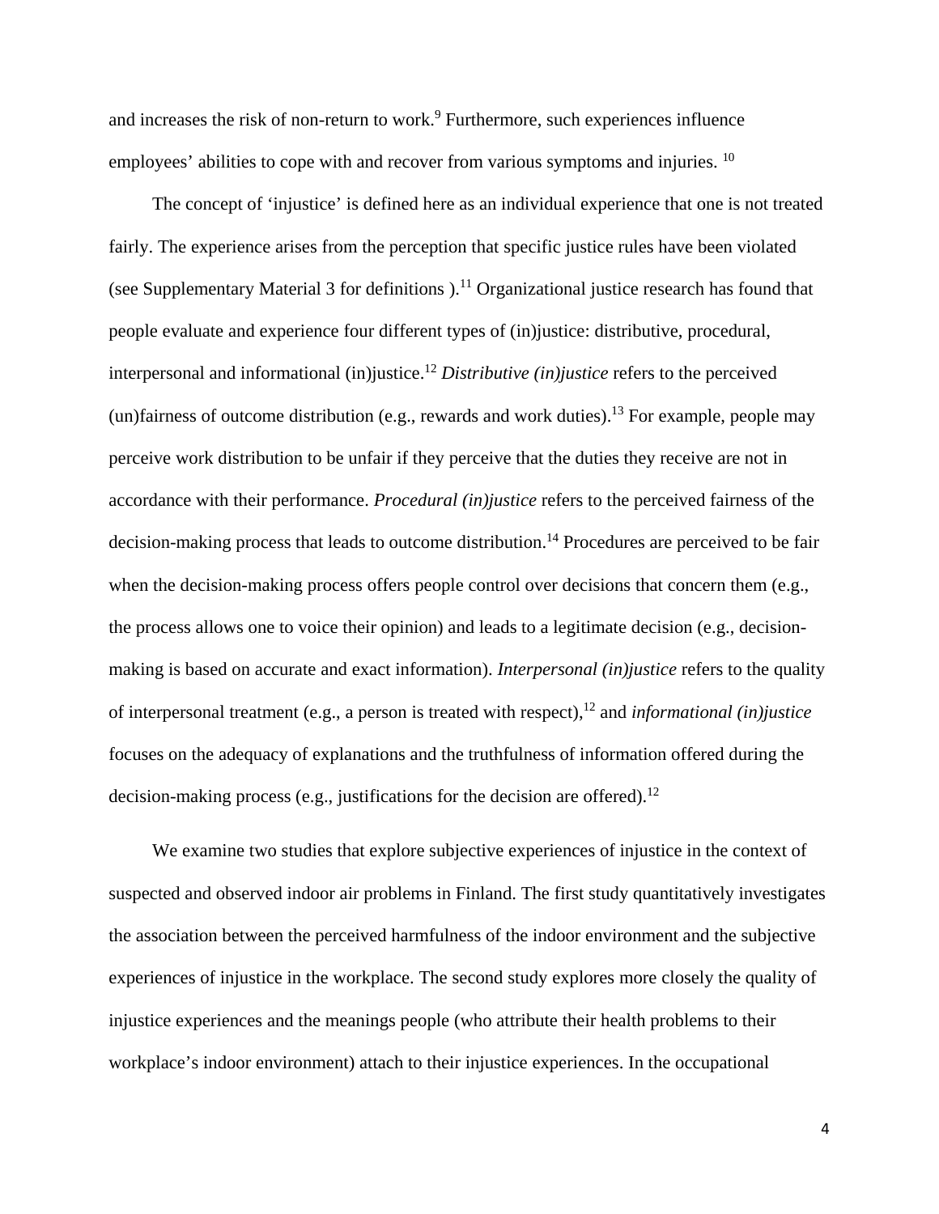and increases the risk of non-return to work.[9] Furthermore, such experiences influence employees' abilities to cope with and recover from various symptoms and injuries. [10]

The concept of 'injustice' is defined here as an individual experience that one is not treated fairly. The experience arises from the perception that specific justice rules have been violated (see Supplementary Material 3 for definitions ).[11] Organizational justice research has found that people evaluate and experience four different types of (in)justice: distributive, procedural, interpersonal and informational (in)justice.[12] *Distributive (in)justice* refers to the perceived (un)fairness of outcome distribution (e.g., rewards and work duties).[13] For example, people may perceive work distribution to be unfair if they perceive that the duties they receive are not in accordance with their performance. *Procedural (in)justice* refers to the perceived fairness of the decision-making process that leads to outcome distribution.[14] Procedures are perceived to be fair when the decision-making process offers people control over decisions that concern them (e.g., the process allows one to voice their opinion) and leads to a legitimate decision (e.g., decision-making is based on accurate and exact information). *Interpersonal (in)justice* refers to the quality of interpersonal treatment (e.g., a person is treated with respect),[12] and *informational (in)justice* focuses on the adequacy of explanations and the truthfulness of information offered during the decision-making process (e.g., justifications for the decision are offered).[12]

We examine two studies that explore subjective experiences of injustice in the context of suspected and observed indoor air problems in Finland. The first study quantitatively investigates the association between the perceived harmfulness of the indoor environment and the subjective experiences of injustice in the workplace. The second study explores more closely the quality of injustice experiences and the meanings people (who attribute their health problems to their workplace's indoor environment) attach to their injustice experiences. In the occupational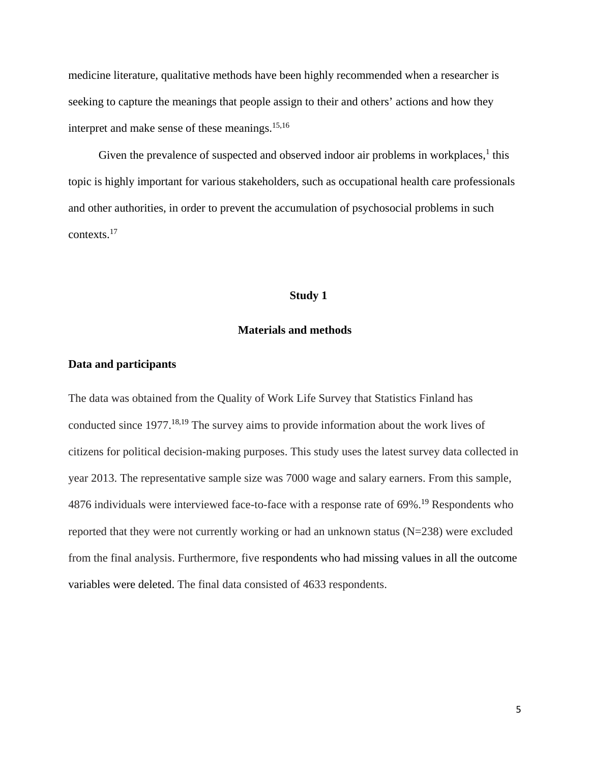medicine literature, qualitative methods have been highly recommended when a researcher is seeking to capture the meanings that people assign to their and others' actions and how they interpret and make sense of these meanings.[15,16]

Given the prevalence of suspected and observed indoor air problems in workplaces,[1] this topic is highly important for various stakeholders, such as occupational health care professionals and other authorities, in order to prevent the accumulation of psychosocial problems in such contexts.[17]

## Study 1

### Materials and methods

#### Data and participants

The data was obtained from the Quality of Work Life Survey that Statistics Finland has conducted since 1977.[18,19] The survey aims to provide information about the work lives of citizens for political decision-making purposes. This study uses the latest survey data collected in year 2013. The representative sample size was 7000 wage and salary earners. From this sample, 4876 individuals were interviewed face-to-face with a response rate of 69%.[19] Respondents who reported that they were not currently working or had an unknown status (N=238) were excluded from the final analysis. Furthermore, five respondents who had missing values in all the outcome variables were deleted. The final data consisted of 4633 respondents.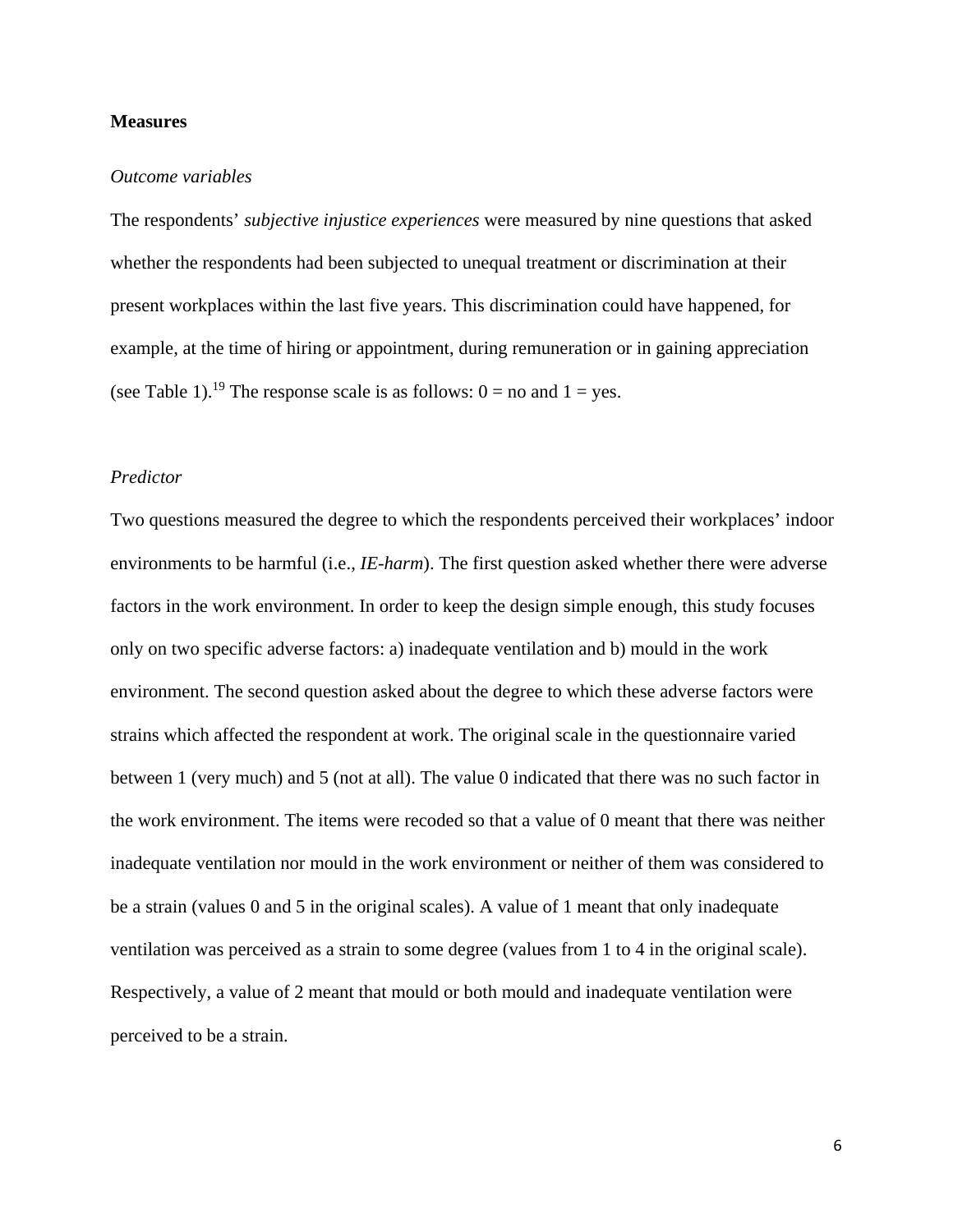**Measures**

*Outcome variables*

The respondents' *subjective injustice experiences* were measured by nine questions that asked whether the respondents had been subjected to unequal treatment or discrimination at their present workplaces within the last five years. This discrimination could have happened, for example, at the time of hiring or appointment, during remuneration or in gaining appreciation (see Table 1).[19] The response scale is as follows: 0 = no and 1 = yes.

*Predictor*

Two questions measured the degree to which the respondents perceived their workplaces' indoor environments to be harmful (i.e., *IE-harm*). The first question asked whether there were adverse factors in the work environment. In order to keep the design simple enough, this study focuses only on two specific adverse factors: a) inadequate ventilation and b) mould in the work environment. The second question asked about the degree to which these adverse factors were strains which affected the respondent at work. The original scale in the questionnaire varied between 1 (very much) and 5 (not at all). The value 0 indicated that there was no such factor in the work environment. The items were recoded so that a value of 0 meant that there was neither inadequate ventilation nor mould in the work environment or neither of them was considered to be a strain (values 0 and 5 in the original scales). A value of 1 meant that only inadequate ventilation was perceived as a strain to some degree (values from 1 to 4 in the original scale). Respectively, a value of 2 meant that mould or both mould and inadequate ventilation were perceived to be a strain.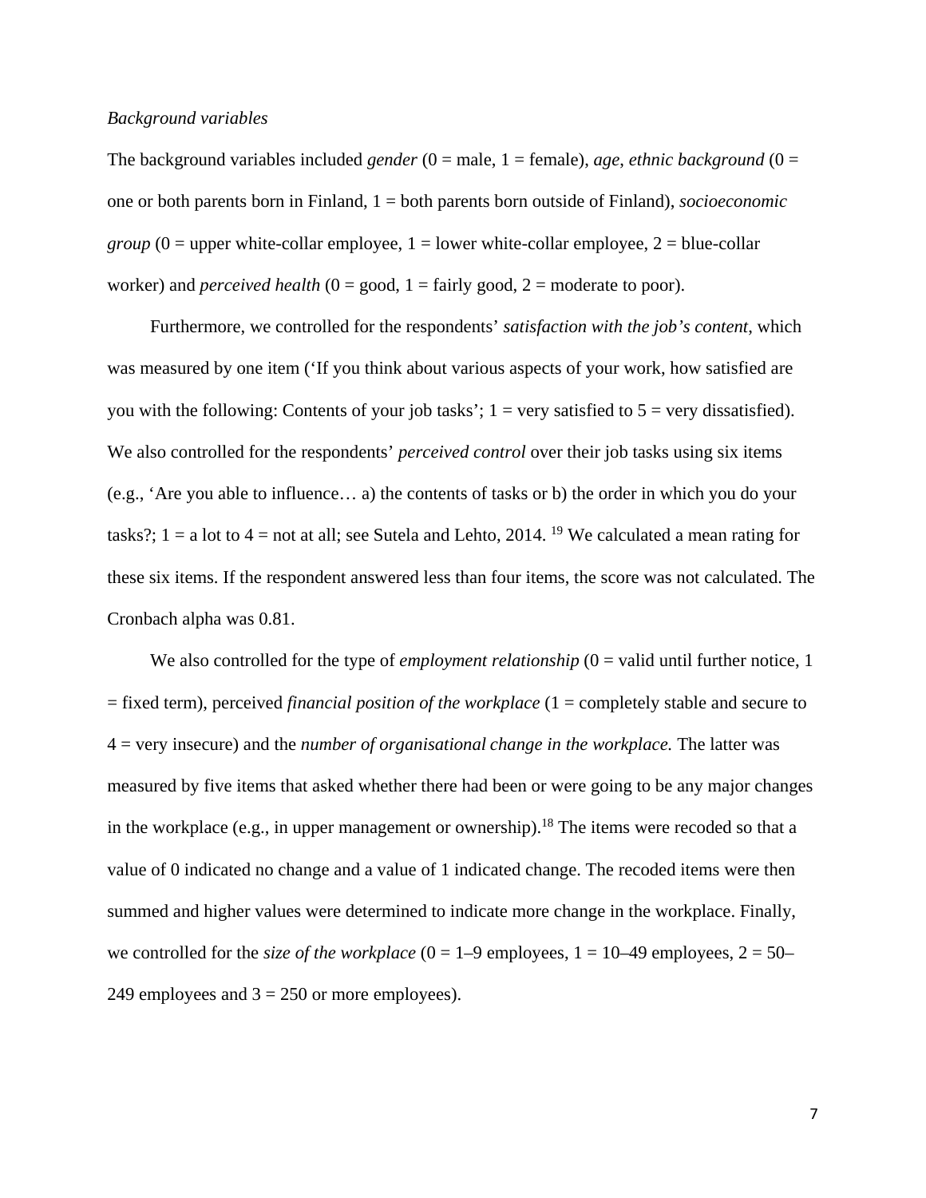*Background variables*

The background variables included *gender* (0 = male, 1 = female), *age*, *ethnic background* (0 = one or both parents born in Finland, 1 = both parents born outside of Finland), *socioeconomic group* (0 = upper white-collar employee, 1 = lower white-collar employee, 2 = blue-collar worker) and *perceived health* (0 = good, 1 = fairly good, 2 = moderate to poor).

Furthermore, we controlled for the respondents' *satisfaction with the job's content*, which was measured by one item ('If you think about various aspects of your work, how satisfied are you with the following: Contents of your job tasks'; 1 = very satisfied to 5 = very dissatisfied). We also controlled for the respondents' *perceived control* over their job tasks using six items (e.g., 'Are you able to influence… a) the contents of tasks or b) the order in which you do your tasks?; 1 = a lot to 4 = not at all; see Sutela and Lehto, 2014. [19] We calculated a mean rating for these six items. If the respondent answered less than four items, the score was not calculated. The Cronbach alpha was 0.81.

We also controlled for the type of *employment relationship* (0 = valid until further notice, 1 = fixed term), perceived *financial position of the workplace* (1 = completely stable and secure to 4 = very insecure) and the *number of organisational change in the workplace.* The latter was measured by five items that asked whether there had been or were going to be any major changes in the workplace (e.g., in upper management or ownership).[18] The items were recoded so that a value of 0 indicated no change and a value of 1 indicated change. The recoded items were then summed and higher values were determined to indicate more change in the workplace. Finally, we controlled for the *size of the workplace* (0 = 1–9 employees, 1 = 10–49 employees, 2 = 50–249 employees and 3 = 250 or more employees).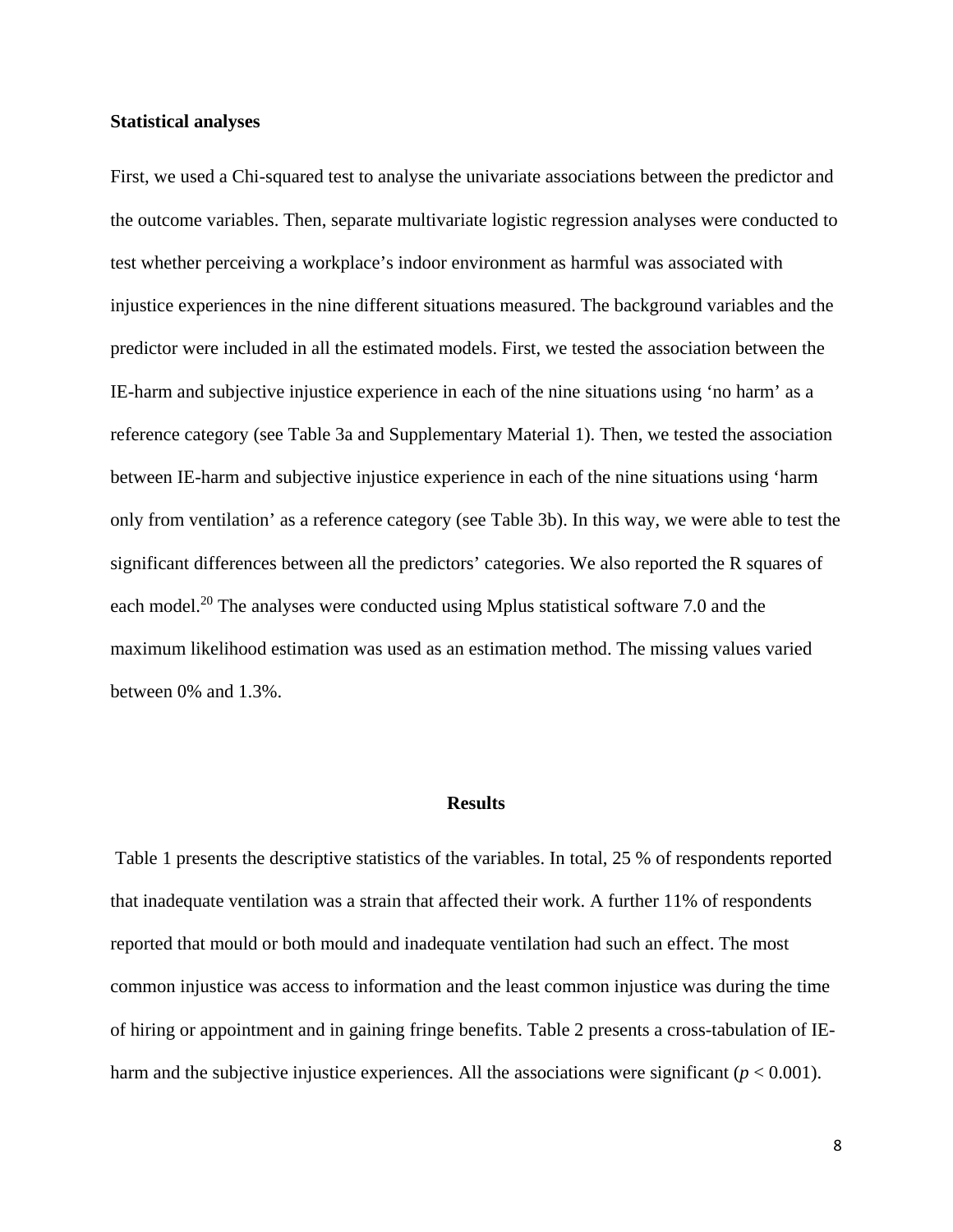**Statistical analyses**

First, we used a Chi-squared test to analyse the univariate associations between the predictor and the outcome variables. Then, separate multivariate logistic regression analyses were conducted to test whether perceiving a workplace's indoor environment as harmful was associated with injustice experiences in the nine different situations measured. The background variables and the predictor were included in all the estimated models. First, we tested the association between the IE-harm and subjective injustice experience in each of the nine situations using 'no harm' as a reference category (see Table 3a and Supplementary Material 1). Then, we tested the association between IE-harm and subjective injustice experience in each of the nine situations using 'harm only from ventilation' as a reference category (see Table 3b). In this way, we were able to test the significant differences between all the predictors' categories. We also reported the R squares of each model.[20] The analyses were conducted using Mplus statistical software 7.0 and the maximum likelihood estimation was used as an estimation method. The missing values varied between 0% and 1.3%.

## Results

Table 1 presents the descriptive statistics of the variables. In total, 25 % of respondents reported that inadequate ventilation was a strain that affected their work. A further 11% of respondents reported that mould or both mould and inadequate ventilation had such an effect. The most common injustice was access to information and the least common injustice was during the time of hiring or appointment and in gaining fringe benefits. Table 2 presents a cross-tabulation of IE-harm and the subjective injustice experiences. All the associations were significant ($p < 0.001$).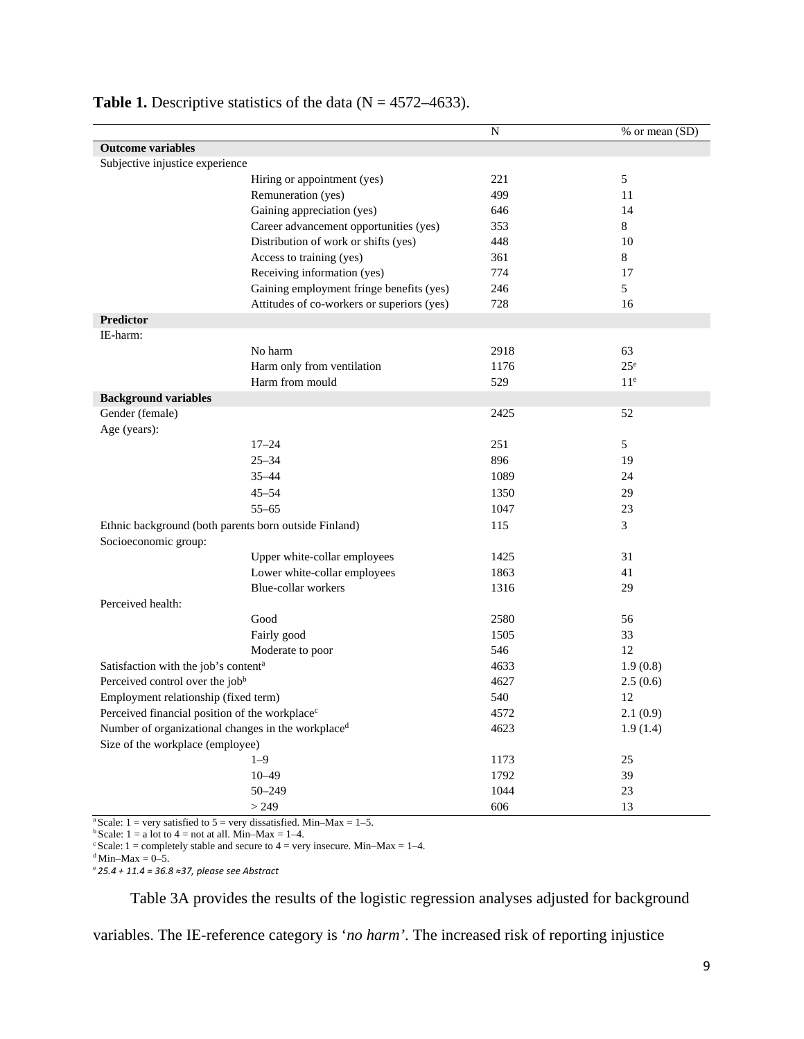**Table 1.** Descriptive statistics of the data (N = 4572–4633).

| | | N | % or mean (SD) |
|---|---|---|---|
| **Outcome variables** | | | |
| Subjective injustice experience | | | |
| | Hiring or appointment (yes) | 221 | 5 |
| | Remuneration (yes) | 499 | 11 |
| | Gaining appreciation (yes) | 646 | 14 |
| | Career advancement opportunities (yes) | 353 | 8 |
| | Distribution of work or shifts (yes) | 448 | 10 |
| | Access to training (yes) | 361 | 8 |
| | Receiving information (yes) | 774 | 17 |
| | Gaining employment fringe benefits (yes) | 246 | 5 |
| | Attitudes of co-workers or superiors (yes) | 728 | 16 |
| **Predictor** | | | |
| IE-harm: | | | |
| | No harm | 2918 | 63 |
| | Harm only from ventilation | 1176 | 25[e] |
| | Harm from mould | 529 | 11[e] |
| **Background variables** | | | |
| Gender (female) | | 2425 | 52 |
| Age (years): | | | |
| | 17–24 | 251 | 5 |
| | 25–34 | 896 | 19 |
| | 35–44 | 1089 | 24 |
| | 45–54 | 1350 | 29 |
| | 55–65 | 1047 | 23 |
| Ethnic background (both parents born outside Finland) | | 115 | 3 |
| Socioeconomic group: | | | |
| | Upper white-collar employees | 1425 | 31 |
| | Lower white-collar employees | 1863 | 41 |
| | Blue-collar workers | 1316 | 29 |
| Perceived health: | | | |
| | Good | 2580 | 56 |
| | Fairly good | 1505 | 33 |
| | Moderate to poor | 546 | 12 |
| Satisfaction with the job's content[a] | | 4633 | 1.9 (0.8) |
| Perceived control over the job[b] | | 4627 | 2.5 (0.6) |
| Employment relationship (fixed term) | | 540 | 12 |
| Perceived financial position of the workplace[c] | | 4572 | 2.1 (0.9) |
| Number of organizational changes in the workplace[d] | | 4623 | 1.9 (1.4) |
| Size of the workplace (employee) | | | |
| | 1–9 | 1173 | 25 |
| | 10–49 | 1792 | 39 |
| | 50–249 | 1044 | 23 |
| | > 249 | 606 | 13 |

[a] Scale: 1 = very satisfied to 5 = very dissatisfied. Min–Max = 1–5.
[b] Scale: 1 = a lot to 4 = not at all. Min–Max = 1–4.
[c] Scale: 1 = completely stable and secure to 4 = very insecure. Min–Max = 1–4.
[d] Min–Max = 0–5.
[e] *25.4 + 11.4 = 36.8 ≈37, please see Abstract*

Table 3A provides the results of the logistic regression analyses adjusted for background variables. The IE-reference category is '*no harm*'. The increased risk of reporting injustice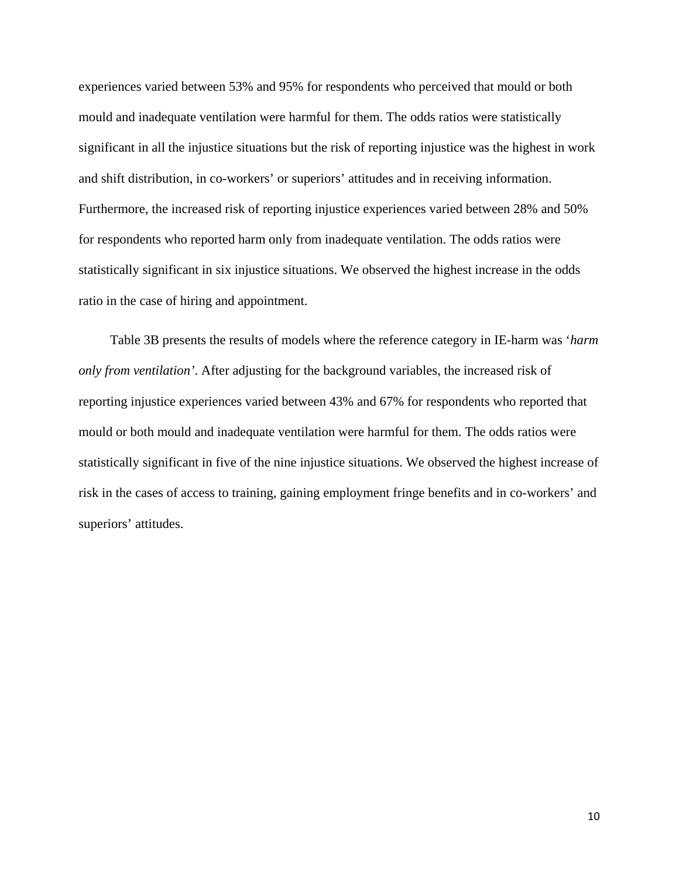experiences varied between 53% and 95% for respondents who perceived that mould or both mould and inadequate ventilation were harmful for them. The odds ratios were statistically significant in all the injustice situations but the risk of reporting injustice was the highest in work and shift distribution, in co-workers' or superiors' attitudes and in receiving information. Furthermore, the increased risk of reporting injustice experiences varied between 28% and 50% for respondents who reported harm only from inadequate ventilation. The odds ratios were statistically significant in six injustice situations. We observed the highest increase in the odds ratio in the case of hiring and appointment.

Table 3B presents the results of models where the reference category in IE-harm was '*harm only from ventilation*'. After adjusting for the background variables, the increased risk of reporting injustice experiences varied between 43% and 67% for respondents who reported that mould or both mould and inadequate ventilation were harmful for them. The odds ratios were statistically significant in five of the nine injustice situations. We observed the highest increase of risk in the cases of access to training, gaining employment fringe benefits and in co-workers' and superiors' attitudes.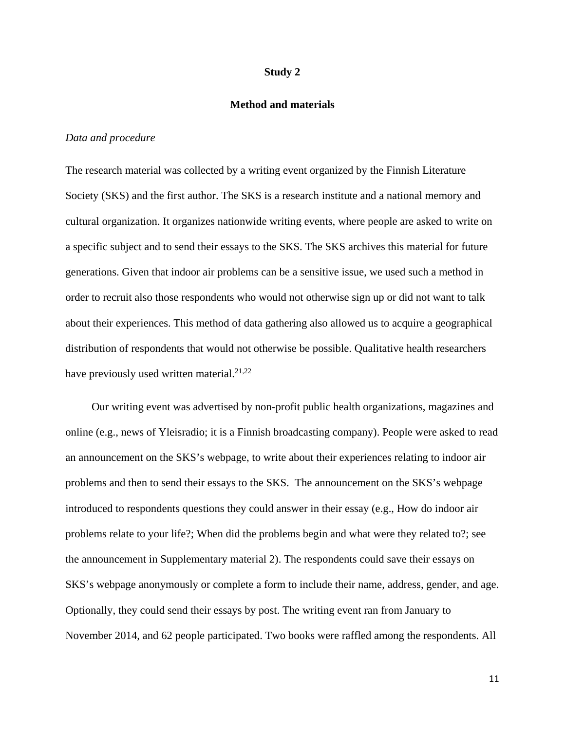## Study 2

### Method and materials

*Data and procedure*

The research material was collected by a writing event organized by the Finnish Literature Society (SKS) and the first author. The SKS is a research institute and a national memory and cultural organization. It organizes nationwide writing events, where people are asked to write on a specific subject and to send their essays to the SKS. The SKS archives this material for future generations. Given that indoor air problems can be a sensitive issue, we used such a method in order to recruit also those respondents who would not otherwise sign up or did not want to talk about their experiences. This method of data gathering also allowed us to acquire a geographical distribution of respondents that would not otherwise be possible. Qualitative health researchers have previously used written material.[21,22]

Our writing event was advertised by non-profit public health organizations, magazines and online (e.g., news of Yleisradio; it is a Finnish broadcasting company). People were asked to read an announcement on the SKS's webpage, to write about their experiences relating to indoor air problems and then to send their essays to the SKS. The announcement on the SKS's webpage introduced to respondents questions they could answer in their essay (e.g., How do indoor air problems relate to your life?; When did the problems begin and what were they related to?; see the announcement in Supplementary material 2). The respondents could save their essays on SKS's webpage anonymously or complete a form to include their name, address, gender, and age. Optionally, they could send their essays by post. The writing event ran from January to November 2014, and 62 people participated. Two books were raffled among the respondents. All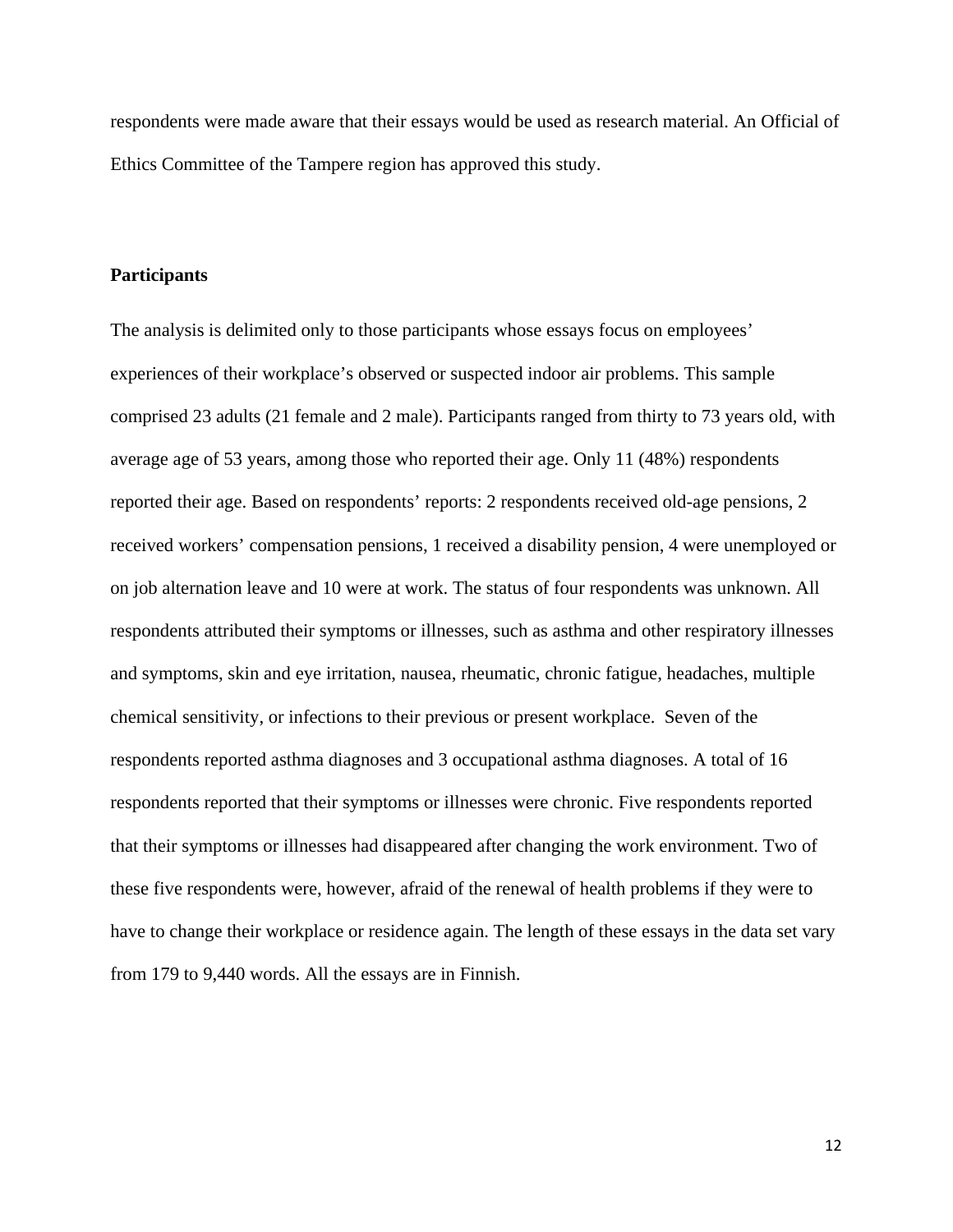respondents were made aware that their essays would be used as research material. An Official of Ethics Committee of the Tampere region has approved this study.

**Participants**

The analysis is delimited only to those participants whose essays focus on employees' experiences of their workplace's observed or suspected indoor air problems. This sample comprised 23 adults (21 female and 2 male). Participants ranged from thirty to 73 years old, with average age of 53 years, among those who reported their age. Only 11 (48%) respondents reported their age. Based on respondents' reports: 2 respondents received old-age pensions, 2 received workers' compensation pensions, 1 received a disability pension, 4 were unemployed or on job alternation leave and 10 were at work. The status of four respondents was unknown. All respondents attributed their symptoms or illnesses, such as asthma and other respiratory illnesses and symptoms, skin and eye irritation, nausea, rheumatic, chronic fatigue, headaches, multiple chemical sensitivity, or infections to their previous or present workplace. Seven of the respondents reported asthma diagnoses and 3 occupational asthma diagnoses. A total of 16 respondents reported that their symptoms or illnesses were chronic. Five respondents reported that their symptoms or illnesses had disappeared after changing the work environment. Two of these five respondents were, however, afraid of the renewal of health problems if they were to have to change their workplace or residence again. The length of these essays in the data set vary from 179 to 9,440 words. All the essays are in Finnish.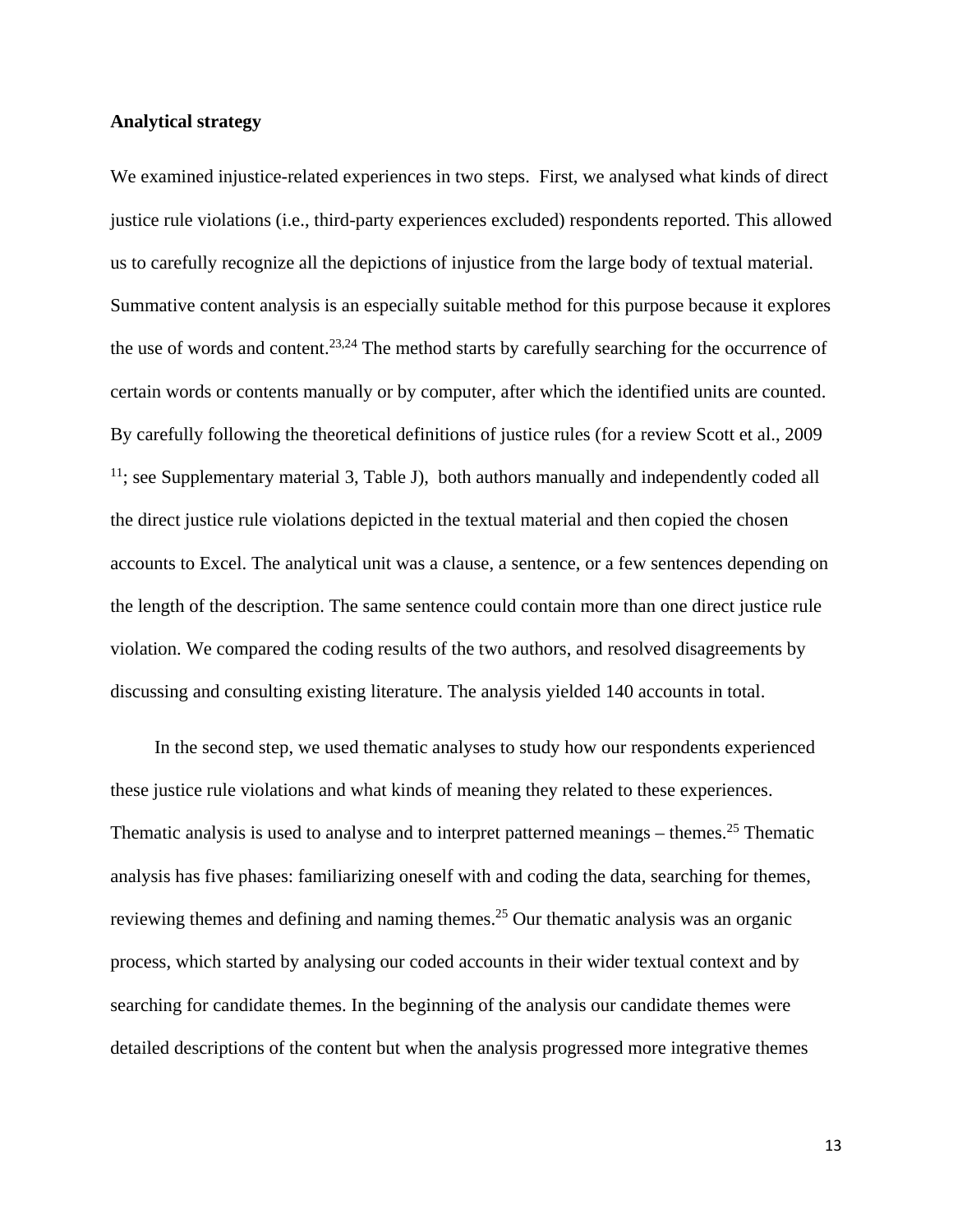**Analytical strategy**

We examined injustice-related experiences in two steps. First, we analysed what kinds of direct justice rule violations (i.e., third-party experiences excluded) respondents reported. This allowed us to carefully recognize all the depictions of injustice from the large body of textual material. Summative content analysis is an especially suitable method for this purpose because it explores the use of words and content.[23,24] The method starts by carefully searching for the occurrence of certain words or contents manually or by computer, after which the identified units are counted. By carefully following the theoretical definitions of justice rules (for a review Scott et al., 2009 [11]; see Supplementary material 3, Table J), both authors manually and independently coded all the direct justice rule violations depicted in the textual material and then copied the chosen accounts to Excel. The analytical unit was a clause, a sentence, or a few sentences depending on the length of the description. The same sentence could contain more than one direct justice rule violation. We compared the coding results of the two authors, and resolved disagreements by discussing and consulting existing literature. The analysis yielded 140 accounts in total.

In the second step, we used thematic analyses to study how our respondents experienced these justice rule violations and what kinds of meaning they related to these experiences. Thematic analysis is used to analyse and to interpret patterned meanings – themes.[25] Thematic analysis has five phases: familiarizing oneself with and coding the data, searching for themes, reviewing themes and defining and naming themes.[25] Our thematic analysis was an organic process, which started by analysing our coded accounts in their wider textual context and by searching for candidate themes. In the beginning of the analysis our candidate themes were detailed descriptions of the content but when the analysis progressed more integrative themes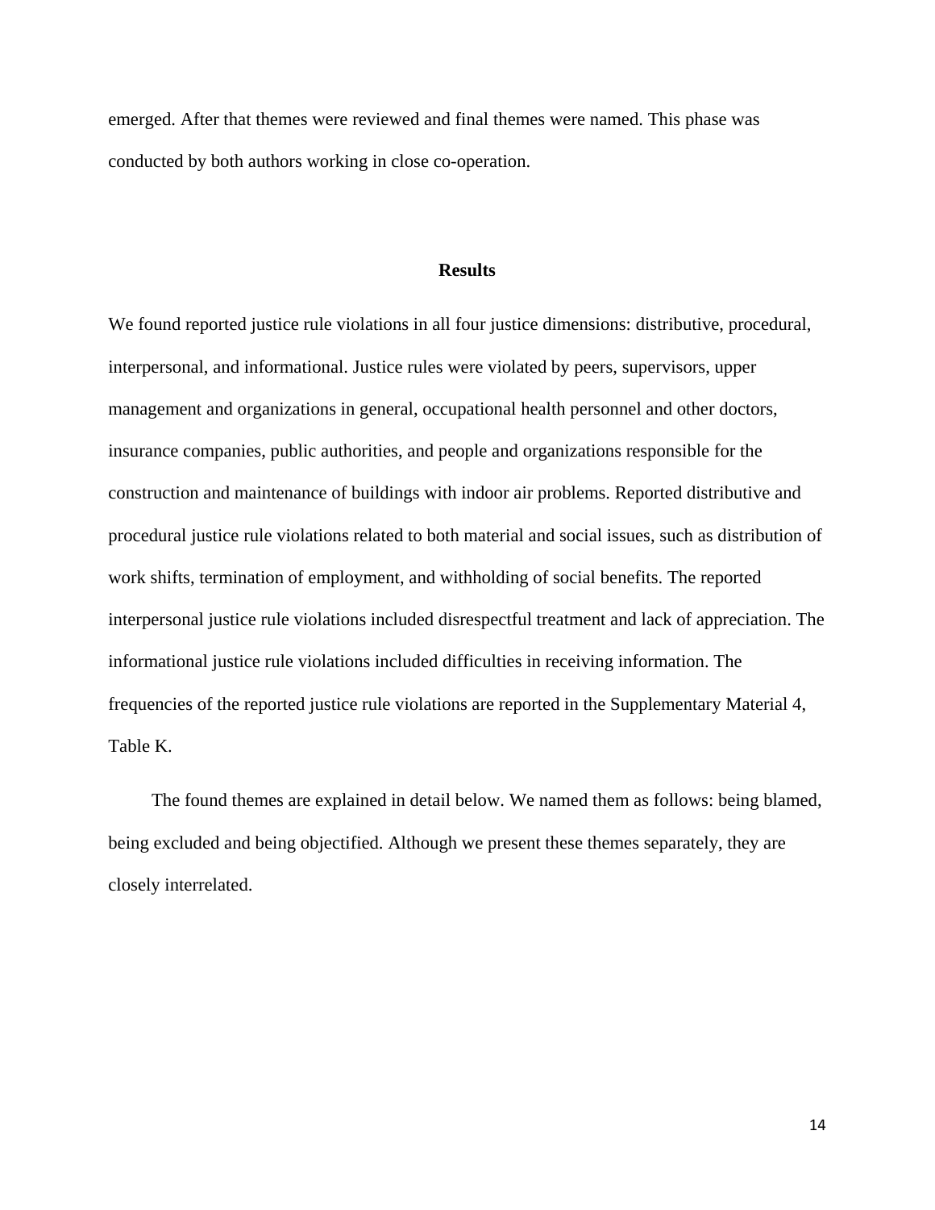emerged. After that themes were reviewed and final themes were named. This phase was conducted by both authors working in close co-operation.

## Results

We found reported justice rule violations in all four justice dimensions: distributive, procedural, interpersonal, and informational. Justice rules were violated by peers, supervisors, upper management and organizations in general, occupational health personnel and other doctors, insurance companies, public authorities, and people and organizations responsible for the construction and maintenance of buildings with indoor air problems. Reported distributive and procedural justice rule violations related to both material and social issues, such as distribution of work shifts, termination of employment, and withholding of social benefits. The reported interpersonal justice rule violations included disrespectful treatment and lack of appreciation. The informational justice rule violations included difficulties in receiving information. The frequencies of the reported justice rule violations are reported in the Supplementary Material 4, Table K.

The found themes are explained in detail below. We named them as follows: being blamed, being excluded and being objectified. Although we present these themes separately, they are closely interrelated.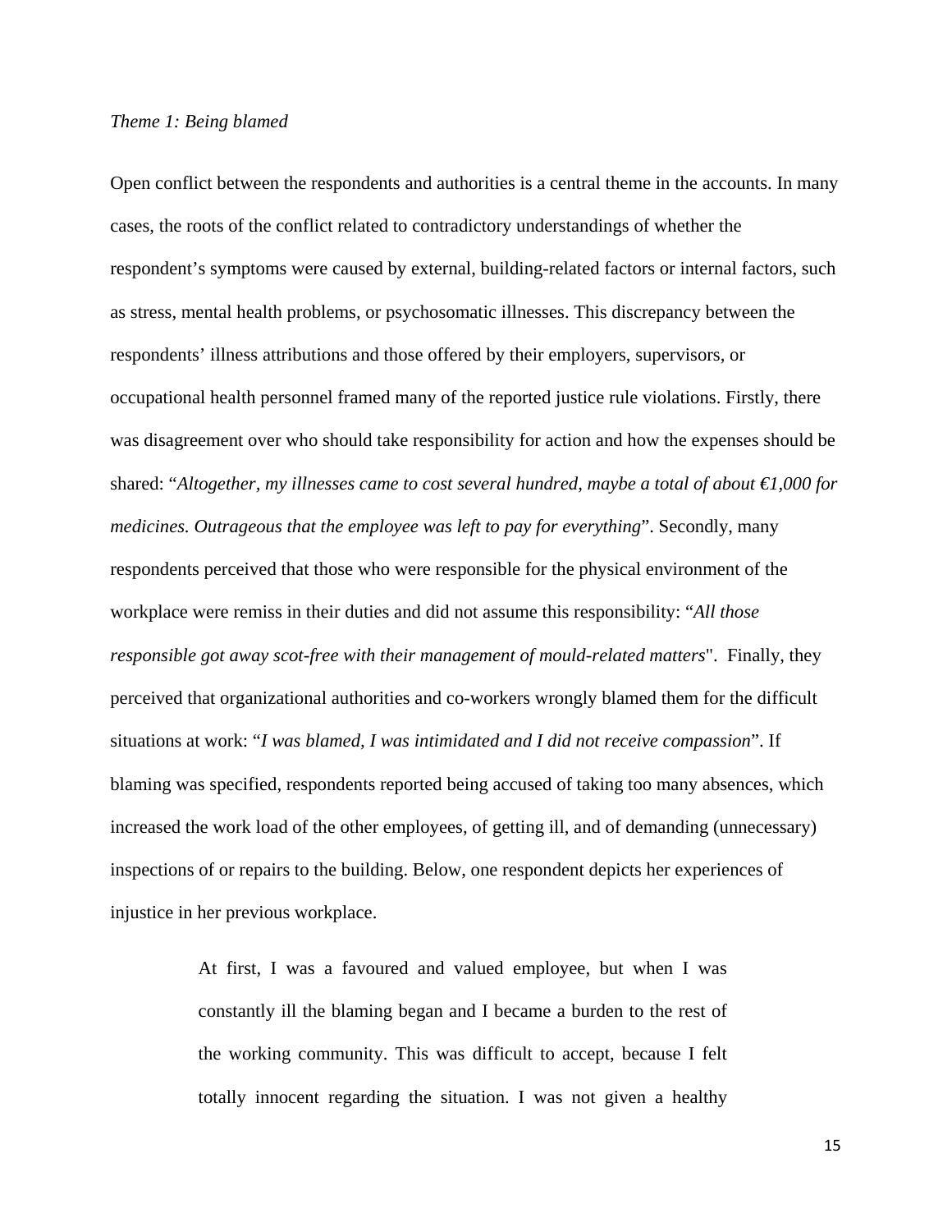*Theme 1: Being blamed*

Open conflict between the respondents and authorities is a central theme in the accounts. In many cases, the roots of the conflict related to contradictory understandings of whether the respondent's symptoms were caused by external, building-related factors or internal factors, such as stress, mental health problems, or psychosomatic illnesses. This discrepancy between the respondents' illness attributions and those offered by their employers, supervisors, or occupational health personnel framed many of the reported justice rule violations. Firstly, there was disagreement over who should take responsibility for action and how the expenses should be shared: "*Altogether, my illnesses came to cost several hundred, maybe a total of about €1,000 for medicines. Outrageous that the employee was left to pay for everything*". Secondly, many respondents perceived that those who were responsible for the physical environment of the workplace were remiss in their duties and did not assume this responsibility: "*All those responsible got away scot-free with their management of mould-related matters*". Finally, they perceived that organizational authorities and co-workers wrongly blamed them for the difficult situations at work: "*I was blamed, I was intimidated and I did not receive compassion*". If blaming was specified, respondents reported being accused of taking too many absences, which increased the work load of the other employees, of getting ill, and of demanding (unnecessary) inspections of or repairs to the building. Below, one respondent depicts her experiences of injustice in her previous workplace.

> At first, I was a favoured and valued employee, but when I was constantly ill the blaming began and I became a burden to the rest of the working community. This was difficult to accept, because I felt totally innocent regarding the situation. I was not given a healthy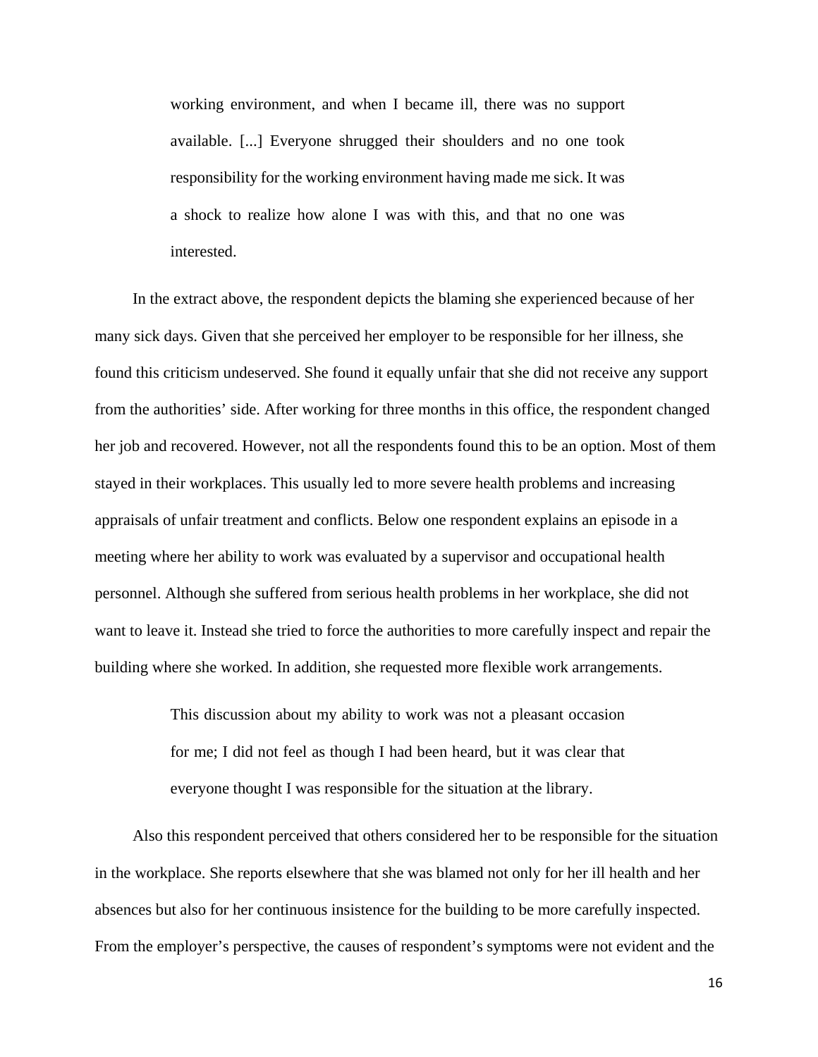> working environment, and when I became ill, there was no support available. [...] Everyone shrugged their shoulders and no one took responsibility for the working environment having made me sick. It was a shock to realize how alone I was with this, and that no one was interested.

In the extract above, the respondent depicts the blaming she experienced because of her many sick days. Given that she perceived her employer to be responsible for her illness, she found this criticism undeserved. She found it equally unfair that she did not receive any support from the authorities' side. After working for three months in this office, the respondent changed her job and recovered. However, not all the respondents found this to be an option. Most of them stayed in their workplaces. This usually led to more severe health problems and increasing appraisals of unfair treatment and conflicts. Below one respondent explains an episode in a meeting where her ability to work was evaluated by a supervisor and occupational health personnel. Although she suffered from serious health problems in her workplace, she did not want to leave it. Instead she tried to force the authorities to more carefully inspect and repair the building where she worked. In addition, she requested more flexible work arrangements.

> This discussion about my ability to work was not a pleasant occasion for me; I did not feel as though I had been heard, but it was clear that everyone thought I was responsible for the situation at the library.

Also this respondent perceived that others considered her to be responsible for the situation in the workplace. She reports elsewhere that she was blamed not only for her ill health and her absences but also for her continuous insistence for the building to be more carefully inspected. From the employer's perspective, the causes of respondent's symptoms were not evident and the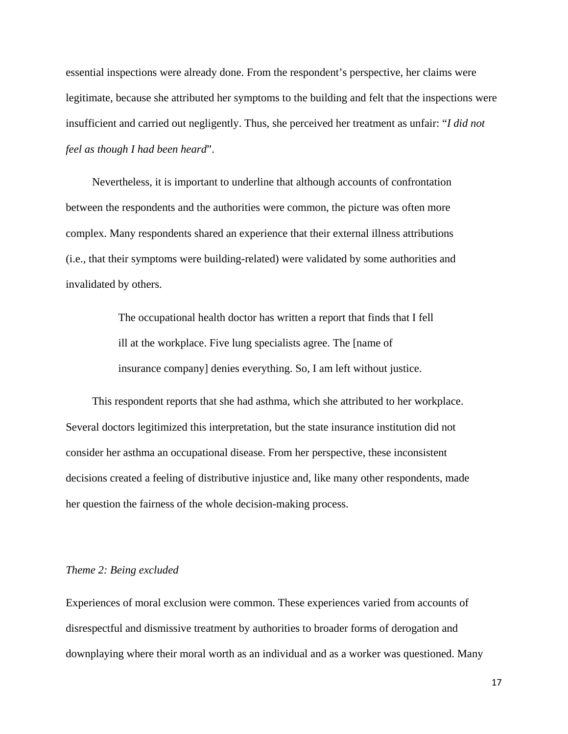essential inspections were already done. From the respondent's perspective, her claims were legitimate, because she attributed her symptoms to the building and felt that the inspections were insufficient and carried out negligently. Thus, she perceived her treatment as unfair: "*I did not feel as though I had been heard*".

Nevertheless, it is important to underline that although accounts of confrontation between the respondents and the authorities were common, the picture was often more complex. Many respondents shared an experience that their external illness attributions (i.e., that their symptoms were building-related) were validated by some authorities and invalidated by others.

> The occupational health doctor has written a report that finds that I fell ill at the workplace. Five lung specialists agree. The [name of insurance company] denies everything. So, I am left without justice.

This respondent reports that she had asthma, which she attributed to her workplace. Several doctors legitimized this interpretation, but the state insurance institution did not consider her asthma an occupational disease. From her perspective, these inconsistent decisions created a feeling of distributive injustice and, like many other respondents, made her question the fairness of the whole decision-making process.

*Theme 2: Being excluded*

Experiences of moral exclusion were common. These experiences varied from accounts of disrespectful and dismissive treatment by authorities to broader forms of derogation and downplaying where their moral worth as an individual and as a worker was questioned. Many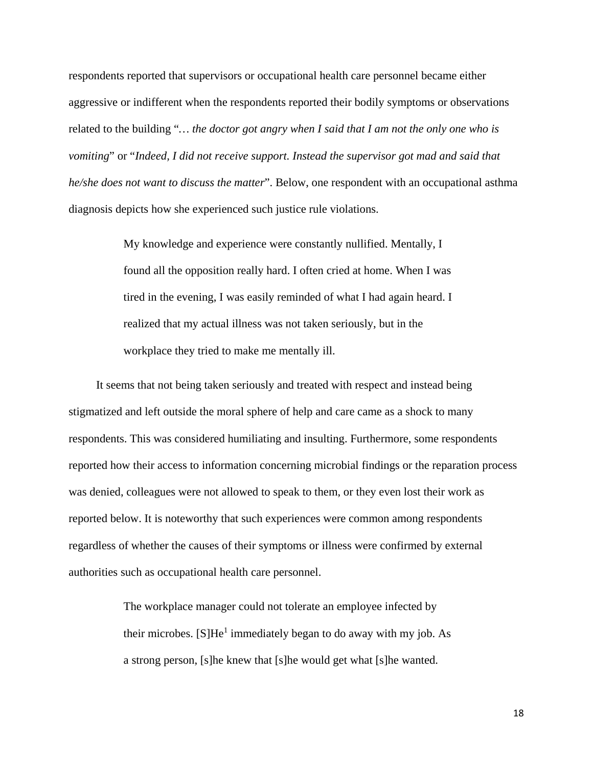respondents reported that supervisors or occupational health care personnel became either aggressive or indifferent when the respondents reported their bodily symptoms or observations related to the building "*… the doctor got angry when I said that I am not the only one who is vomiting*" or "*Indeed, I did not receive support. Instead the supervisor got mad and said that he/she does not want to discuss the matter*". Below, one respondent with an occupational asthma diagnosis depicts how she experienced such justice rule violations.

> My knowledge and experience were constantly nullified. Mentally, I found all the opposition really hard. I often cried at home. When I was tired in the evening, I was easily reminded of what I had again heard. I realized that my actual illness was not taken seriously, but in the workplace they tried to make me mentally ill.

It seems that not being taken seriously and treated with respect and instead being stigmatized and left outside the moral sphere of help and care came as a shock to many respondents. This was considered humiliating and insulting. Furthermore, some respondents reported how their access to information concerning microbial findings or the reparation process was denied, colleagues were not allowed to speak to them, or they even lost their work as reported below. It is noteworthy that such experiences were common among respondents regardless of whether the causes of their symptoms or illness were confirmed by external authorities such as occupational health care personnel.

> The workplace manager could not tolerate an employee infected by their microbes. [S]He[1] immediately began to do away with my job. As a strong person, [s]he knew that [s]he would get what [s]he wanted.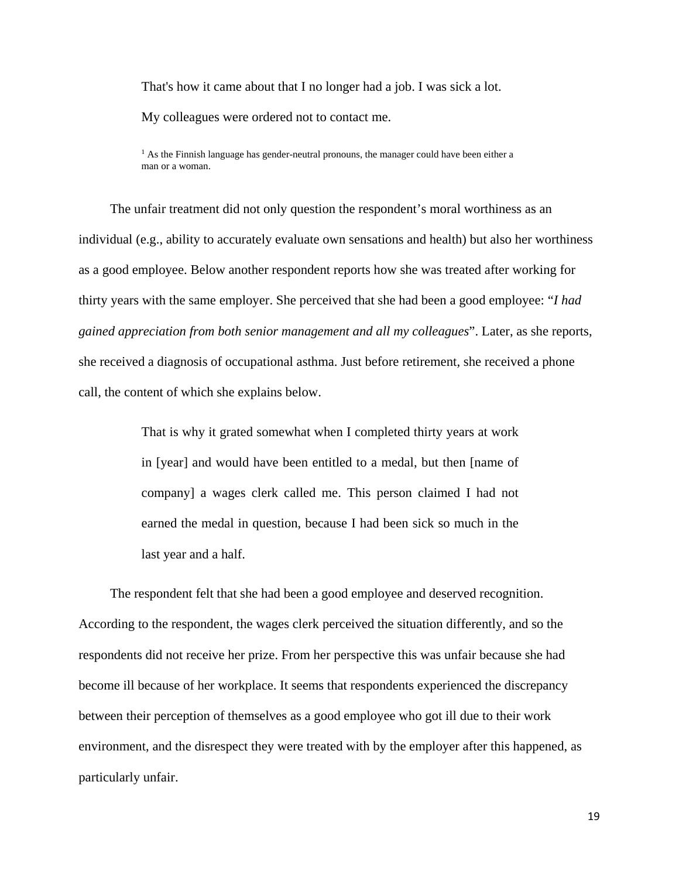> That's how it came about that I no longer had a job. I was sick a lot.
>
> My colleagues were ordered not to contact me.

[1] As the Finnish language has gender-neutral pronouns, the manager could have been either a man or a woman.

The unfair treatment did not only question the respondent's moral worthiness as an individual (e.g., ability to accurately evaluate own sensations and health) but also her worthiness as a good employee. Below another respondent reports how she was treated after working for thirty years with the same employer. She perceived that she had been a good employee: "*I had gained appreciation from both senior management and all my colleagues*". Later, as she reports, she received a diagnosis of occupational asthma. Just before retirement, she received a phone call, the content of which she explains below.

> That is why it grated somewhat when I completed thirty years at work in [year] and would have been entitled to a medal, but then [name of company] a wages clerk called me. This person claimed I had not earned the medal in question, because I had been sick so much in the last year and a half.

The respondent felt that she had been a good employee and deserved recognition. According to the respondent, the wages clerk perceived the situation differently, and so the respondents did not receive her prize. From her perspective this was unfair because she had become ill because of her workplace. It seems that respondents experienced the discrepancy between their perception of themselves as a good employee who got ill due to their work environment, and the disrespect they were treated with by the employer after this happened, as particularly unfair.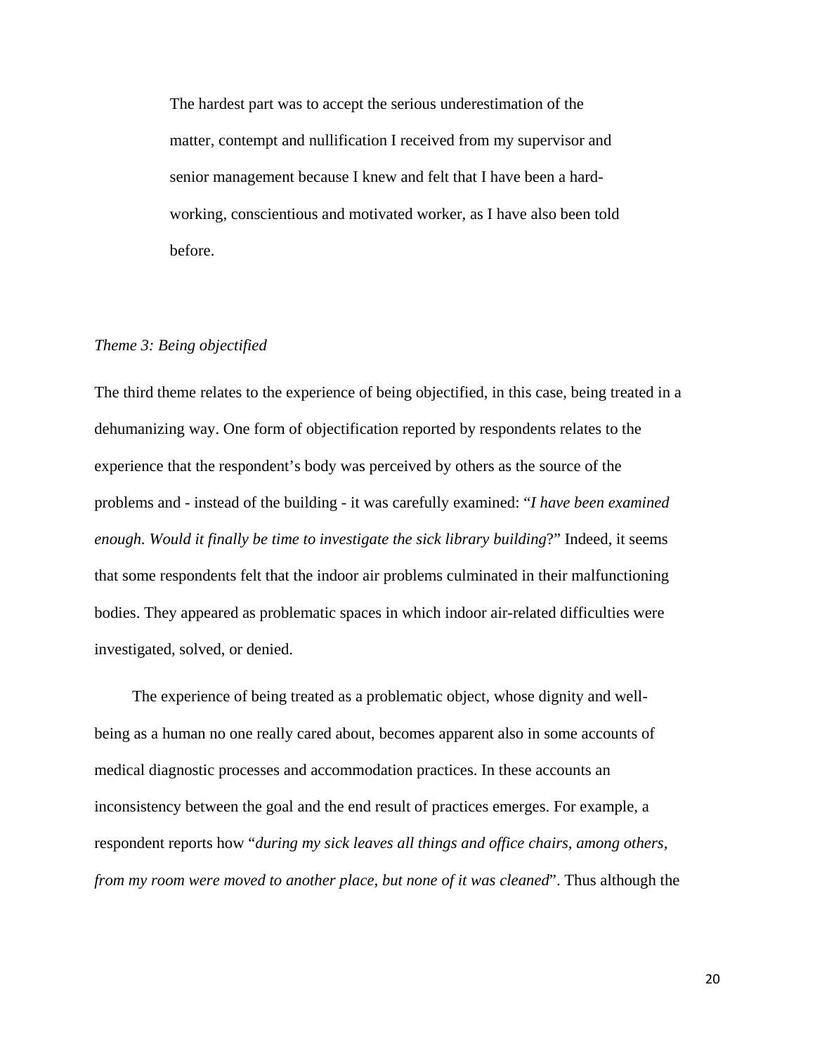> The hardest part was to accept the serious underestimation of the matter, contempt and nullification I received from my supervisor and senior management because I knew and felt that I have been a hard-working, conscientious and motivated worker, as I have also been told before.

*Theme 3: Being objectified*

The third theme relates to the experience of being objectified, in this case, being treated in a dehumanizing way. One form of objectification reported by respondents relates to the experience that the respondent's body was perceived by others as the source of the problems and - instead of the building - it was carefully examined: "*I have been examined enough. Would it finally be time to investigate the sick library building*?" Indeed, it seems that some respondents felt that the indoor air problems culminated in their malfunctioning bodies. They appeared as problematic spaces in which indoor air-related difficulties were investigated, solved, or denied.

The experience of being treated as a problematic object, whose dignity and well-being as a human no one really cared about, becomes apparent also in some accounts of medical diagnostic processes and accommodation practices. In these accounts an inconsistency between the goal and the end result of practices emerges. For example, a respondent reports how "*during my sick leaves all things and office chairs, among others, from my room were moved to another place, but none of it was cleaned*". Thus although the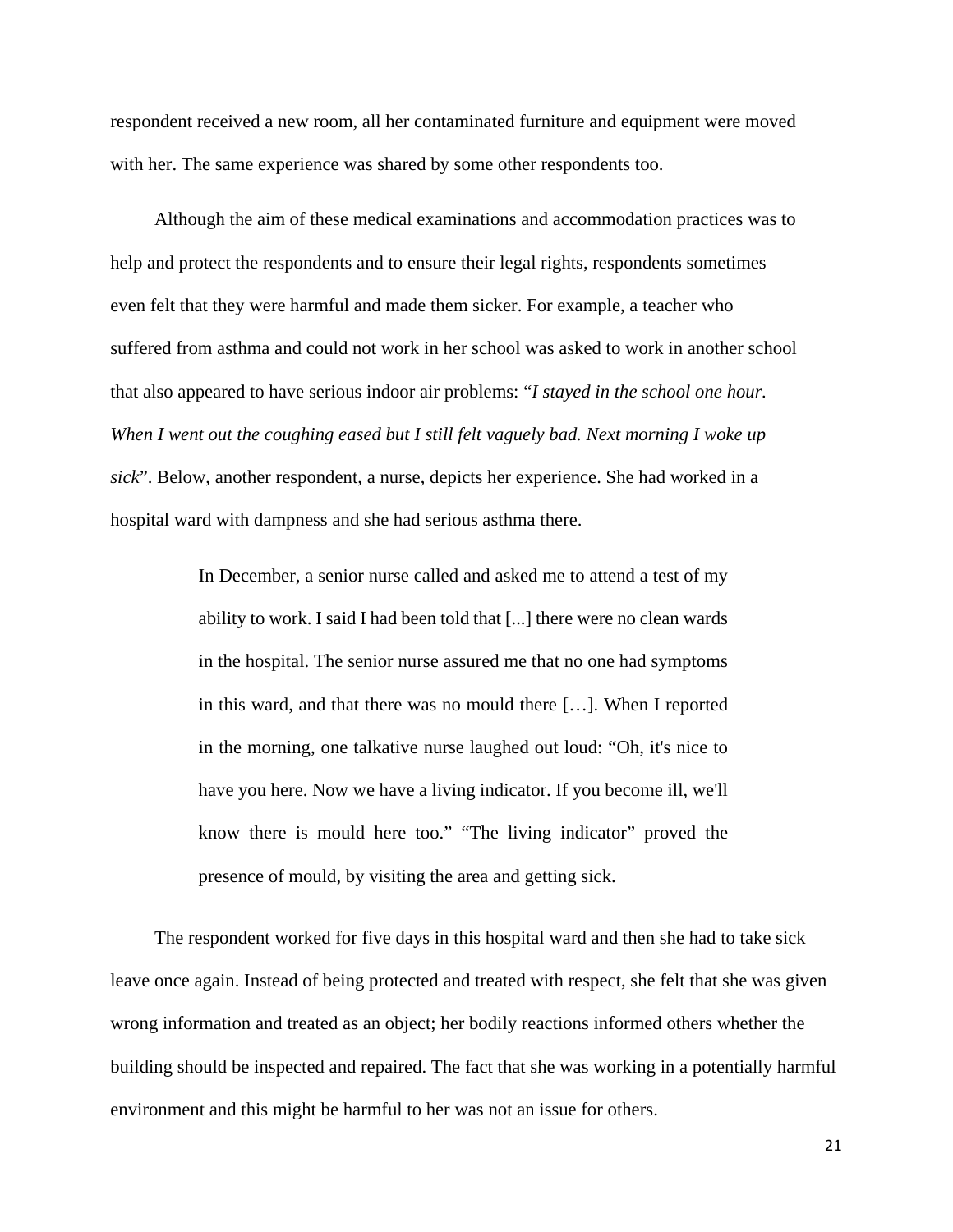respondent received a new room, all her contaminated furniture and equipment were moved with her. The same experience was shared by some other respondents too.

Although the aim of these medical examinations and accommodation practices was to help and protect the respondents and to ensure their legal rights, respondents sometimes even felt that they were harmful and made them sicker. For example, a teacher who suffered from asthma and could not work in her school was asked to work in another school that also appeared to have serious indoor air problems: "*I stayed in the school one hour. When I went out the coughing eased but I still felt vaguely bad. Next morning I woke up sick*". Below, another respondent, a nurse, depicts her experience. She had worked in a hospital ward with dampness and she had serious asthma there.

> In December, a senior nurse called and asked me to attend a test of my ability to work. I said I had been told that [...] there were no clean wards in the hospital. The senior nurse assured me that no one had symptoms in this ward, and that there was no mould there […]. When I reported in the morning, one talkative nurse laughed out loud: "Oh, it's nice to have you here. Now we have a living indicator. If you become ill, we'll know there is mould here too." "The living indicator" proved the presence of mould, by visiting the area and getting sick.

The respondent worked for five days in this hospital ward and then she had to take sick leave once again. Instead of being protected and treated with respect, she felt that she was given wrong information and treated as an object; her bodily reactions informed others whether the building should be inspected and repaired. The fact that she was working in a potentially harmful environment and this might be harmful to her was not an issue for others.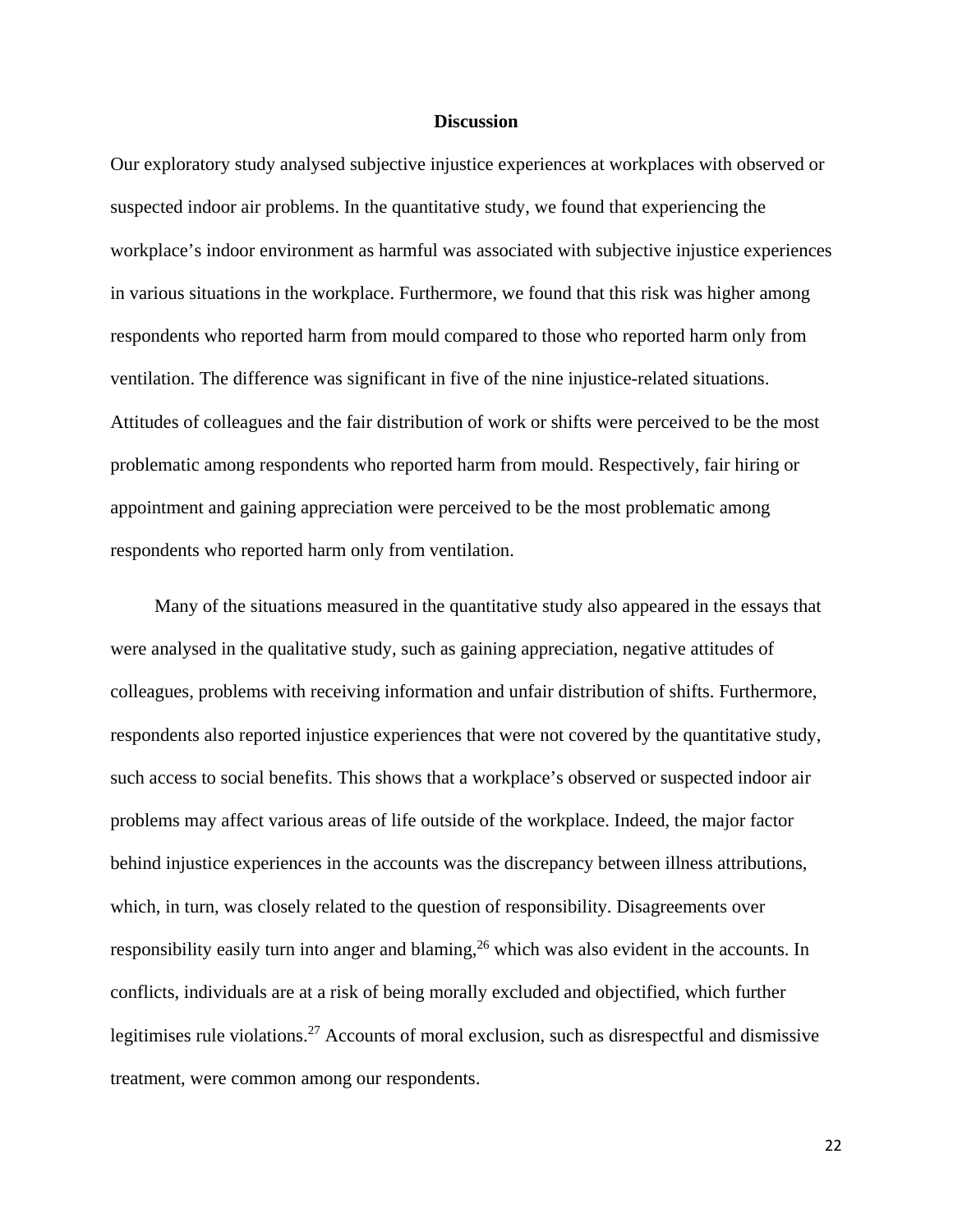## Discussion

Our exploratory study analysed subjective injustice experiences at workplaces with observed or suspected indoor air problems. In the quantitative study, we found that experiencing the workplace's indoor environment as harmful was associated with subjective injustice experiences in various situations in the workplace. Furthermore, we found that this risk was higher among respondents who reported harm from mould compared to those who reported harm only from ventilation. The difference was significant in five of the nine injustice-related situations. Attitudes of colleagues and the fair distribution of work or shifts were perceived to be the most problematic among respondents who reported harm from mould. Respectively, fair hiring or appointment and gaining appreciation were perceived to be the most problematic among respondents who reported harm only from ventilation.

Many of the situations measured in the quantitative study also appeared in the essays that were analysed in the qualitative study, such as gaining appreciation, negative attitudes of colleagues, problems with receiving information and unfair distribution of shifts. Furthermore, respondents also reported injustice experiences that were not covered by the quantitative study, such access to social benefits. This shows that a workplace's observed or suspected indoor air problems may affect various areas of life outside of the workplace. Indeed, the major factor behind injustice experiences in the accounts was the discrepancy between illness attributions, which, in turn, was closely related to the question of responsibility. Disagreements over responsibility easily turn into anger and blaming,[26] which was also evident in the accounts. In conflicts, individuals are at a risk of being morally excluded and objectified, which further legitimises rule violations.[27] Accounts of moral exclusion, such as disrespectful and dismissive treatment, were common among our respondents.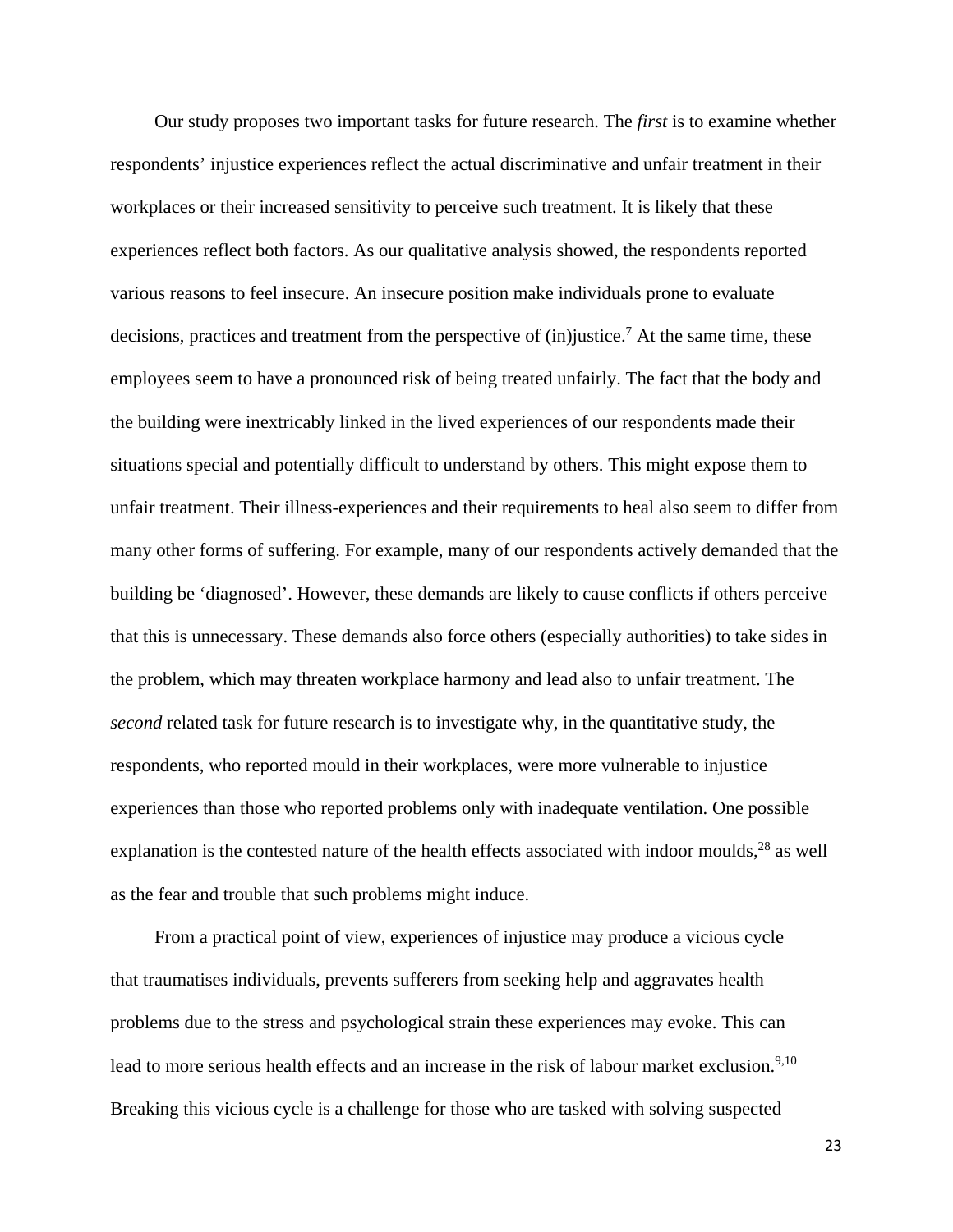Our study proposes two important tasks for future research. The *first* is to examine whether respondents' injustice experiences reflect the actual discriminative and unfair treatment in their workplaces or their increased sensitivity to perceive such treatment. It is likely that these experiences reflect both factors. As our qualitative analysis showed, the respondents reported various reasons to feel insecure. An insecure position make individuals prone to evaluate decisions, practices and treatment from the perspective of (in)justice.[7] At the same time, these employees seem to have a pronounced risk of being treated unfairly. The fact that the body and the building were inextricably linked in the lived experiences of our respondents made their situations special and potentially difficult to understand by others. This might expose them to unfair treatment. Their illness-experiences and their requirements to heal also seem to differ from many other forms of suffering. For example, many of our respondents actively demanded that the building be 'diagnosed'. However, these demands are likely to cause conflicts if others perceive that this is unnecessary. These demands also force others (especially authorities) to take sides in the problem, which may threaten workplace harmony and lead also to unfair treatment. The *second* related task for future research is to investigate why, in the quantitative study, the respondents, who reported mould in their workplaces, were more vulnerable to injustice experiences than those who reported problems only with inadequate ventilation. One possible explanation is the contested nature of the health effects associated with indoor moulds,[28] as well as the fear and trouble that such problems might induce.

From a practical point of view, experiences of injustice may produce a vicious cycle that traumatises individuals, prevents sufferers from seeking help and aggravates health problems due to the stress and psychological strain these experiences may evoke. This can lead to more serious health effects and an increase in the risk of labour market exclusion.[9,10] Breaking this vicious cycle is a challenge for those who are tasked with solving suspected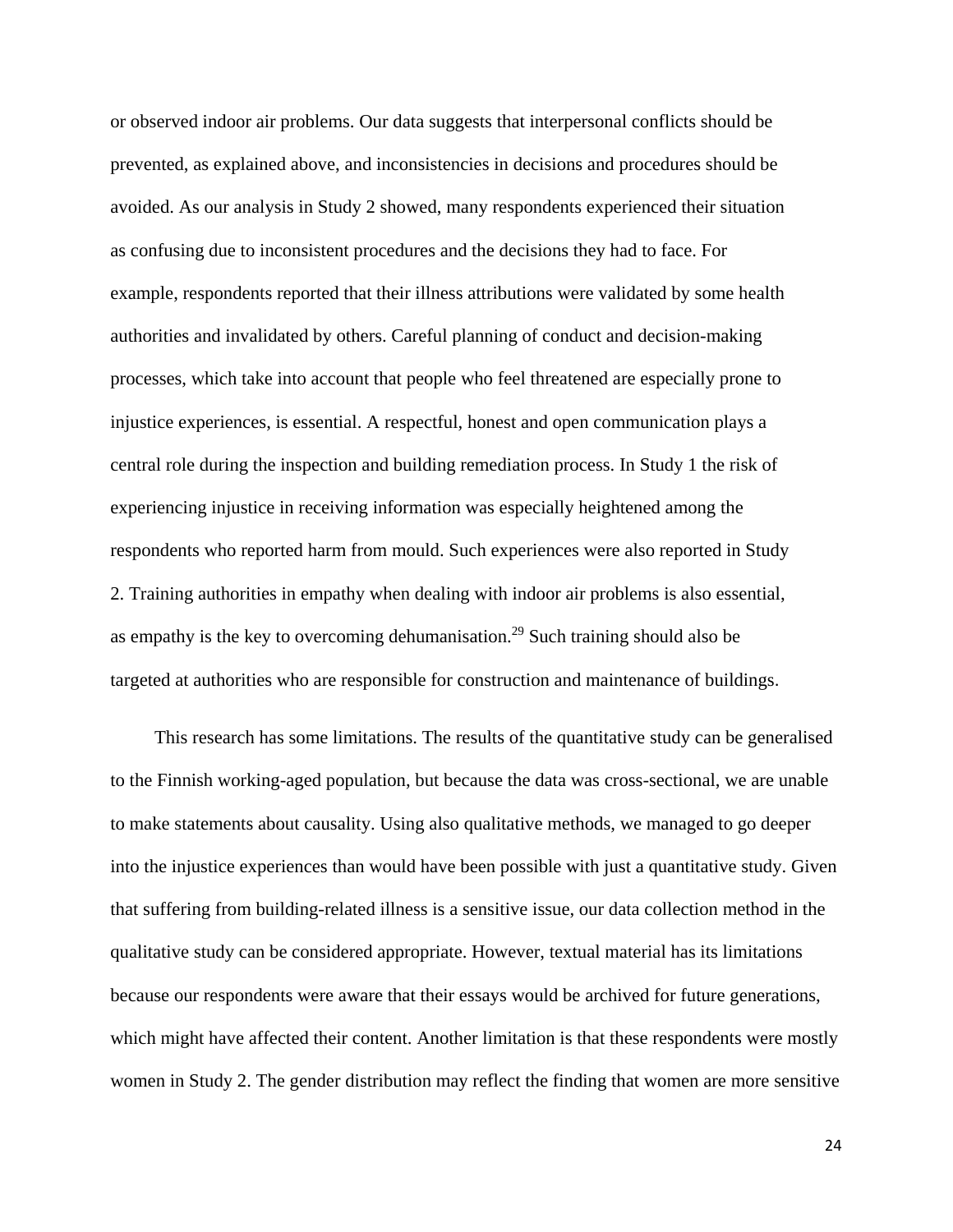or observed indoor air problems. Our data suggests that interpersonal conflicts should be prevented, as explained above, and inconsistencies in decisions and procedures should be avoided. As our analysis in Study 2 showed, many respondents experienced their situation as confusing due to inconsistent procedures and the decisions they had to face. For example, respondents reported that their illness attributions were validated by some health authorities and invalidated by others. Careful planning of conduct and decision-making processes, which take into account that people who feel threatened are especially prone to injustice experiences, is essential. A respectful, honest and open communication plays a central role during the inspection and building remediation process. In Study 1 the risk of experiencing injustice in receiving information was especially heightened among the respondents who reported harm from mould. Such experiences were also reported in Study 2. Training authorities in empathy when dealing with indoor air problems is also essential, as empathy is the key to overcoming dehumanisation.[29] Such training should also be targeted at authorities who are responsible for construction and maintenance of buildings.

This research has some limitations. The results of the quantitative study can be generalised to the Finnish working-aged population, but because the data was cross-sectional, we are unable to make statements about causality. Using also qualitative methods, we managed to go deeper into the injustice experiences than would have been possible with just a quantitative study. Given that suffering from building-related illness is a sensitive issue, our data collection method in the qualitative study can be considered appropriate. However, textual material has its limitations because our respondents were aware that their essays would be archived for future generations, which might have affected their content. Another limitation is that these respondents were mostly women in Study 2. The gender distribution may reflect the finding that women are more sensitive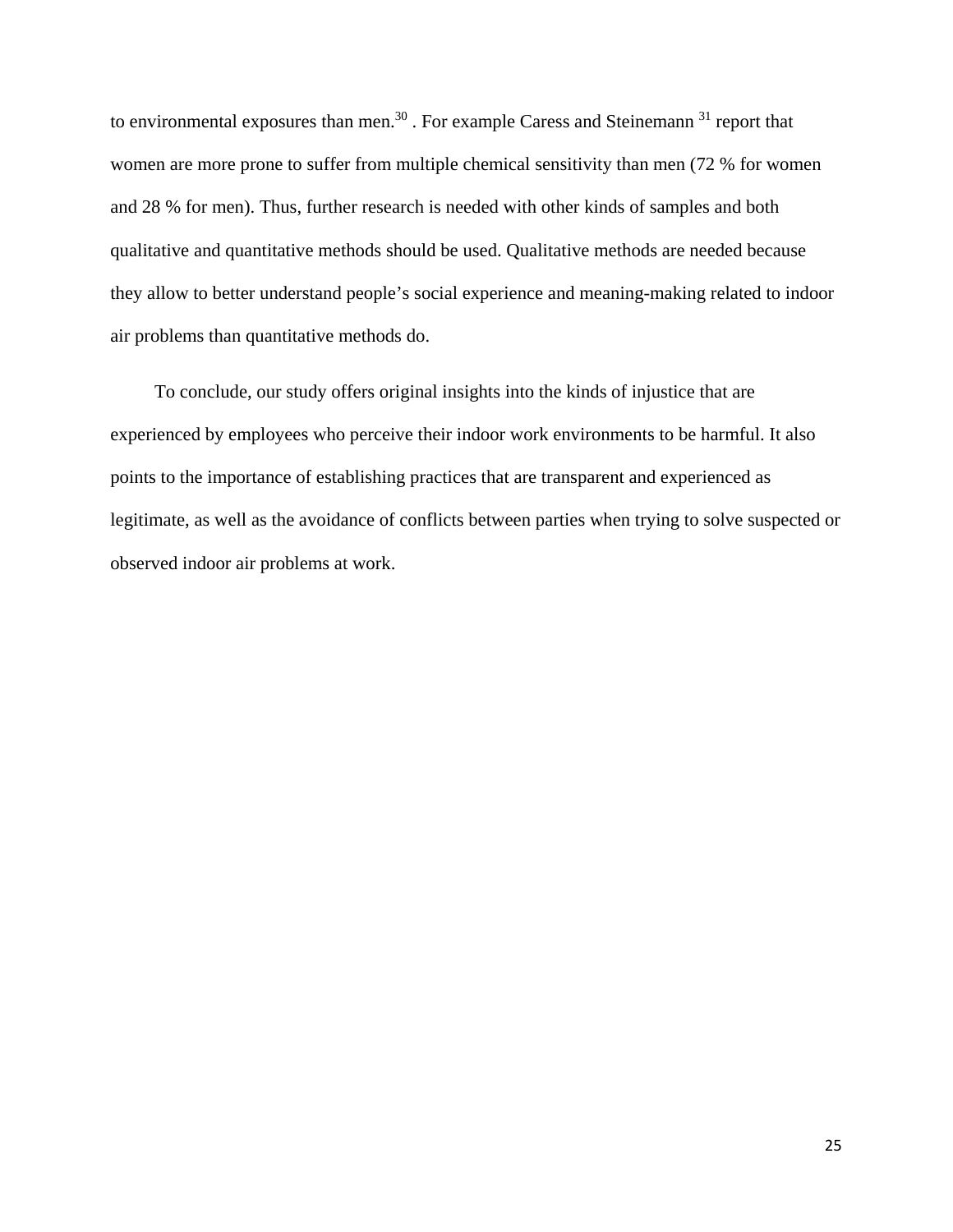to environmental exposures than men.[30] . For example Caress and Steinemann [31] report that women are more prone to suffer from multiple chemical sensitivity than men (72 % for women and 28 % for men). Thus, further research is needed with other kinds of samples and both qualitative and quantitative methods should be used. Qualitative methods are needed because they allow to better understand people's social experience and meaning-making related to indoor air problems than quantitative methods do.

To conclude, our study offers original insights into the kinds of injustice that are experienced by employees who perceive their indoor work environments to be harmful. It also points to the importance of establishing practices that are transparent and experienced as legitimate, as well as the avoidance of conflicts between parties when trying to solve suspected or observed indoor air problems at work.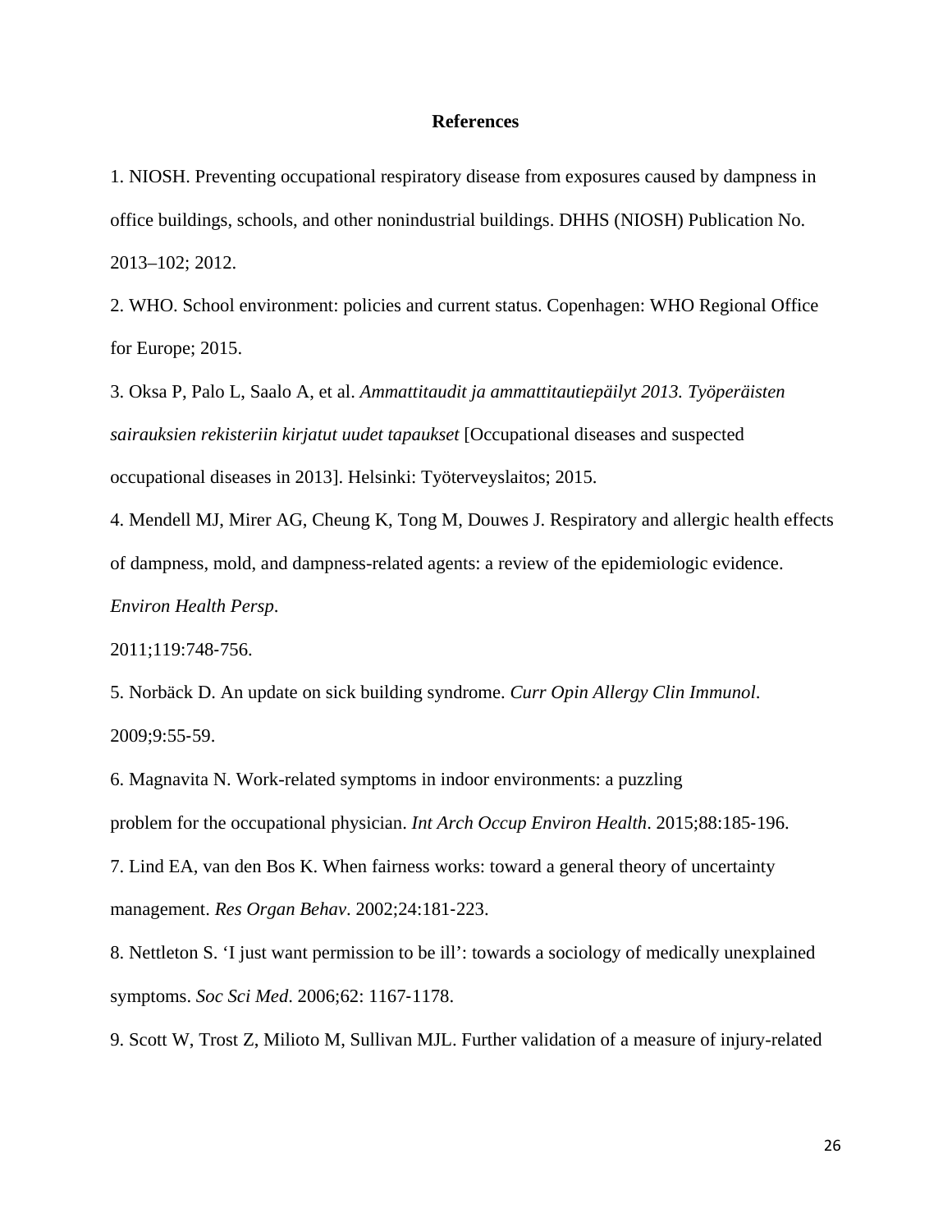## References

1. NIOSH. Preventing occupational respiratory disease from exposures caused by dampness in office buildings, schools, and other nonindustrial buildings. DHHS (NIOSH) Publication No. 2013–102; 2012.

2. WHO. School environment: policies and current status. Copenhagen: WHO Regional Office for Europe; 2015.

3. Oksa P, Palo L, Saalo A, et al. *Ammattitaudit ja ammattitautiepäilyt 2013. Työperäisten sairauksien rekisteriin kirjatut uudet tapaukset* [Occupational diseases and suspected occupational diseases in 2013]. Helsinki: Työterveyslaitos; 2015.

4. Mendell MJ, Mirer AG, Cheung K, Tong M, Douwes J. Respiratory and allergic health effects of dampness, mold, and dampness-related agents: a review of the epidemiologic evidence. *Environ Health Persp*.
2011;119:748-756.

5. Norbäck D. An update on sick building syndrome. *Curr Opin Allergy Clin Immunol*. 2009;9:55-59.

6. Magnavita N. Work-related symptoms in indoor environments: a puzzling problem for the occupational physician. *Int Arch Occup Environ Health*. 2015;88:185-196.

7. Lind EA, van den Bos K. When fairness works: toward a general theory of uncertainty management. *Res Organ Behav*. 2002;24:181-223.

8. Nettleton S. 'I just want permission to be ill': towards a sociology of medically unexplained symptoms. *Soc Sci Med*. 2006;62: 1167-1178.

9. Scott W, Trost Z, Milioto M, Sullivan MJL. Further validation of a measure of injury-related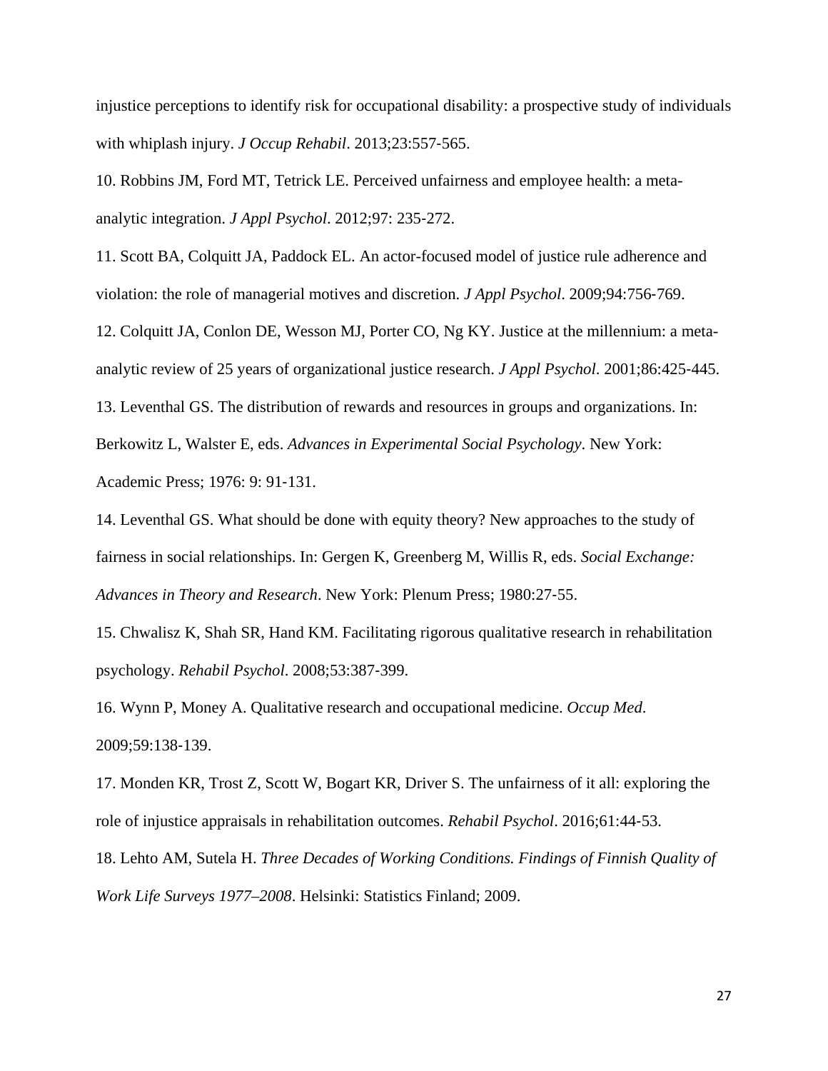injustice perceptions to identify risk for occupational disability: a prospective study of individuals with whiplash injury. *J Occup Rehabil*. 2013;23:557-565.

10. Robbins JM, Ford MT, Tetrick LE. Perceived unfairness and employee health: a meta-analytic integration. *J Appl Psychol*. 2012;97: 235-272.

11. Scott BA, Colquitt JA, Paddock EL. An actor-focused model of justice rule adherence and violation: the role of managerial motives and discretion. *J Appl Psychol*. 2009;94:756-769.

12. Colquitt JA, Conlon DE, Wesson MJ, Porter CO, Ng KY. Justice at the millennium: a meta-analytic review of 25 years of organizational justice research. *J Appl Psychol*. 2001;86:425-445.

13. Leventhal GS. The distribution of rewards and resources in groups and organizations. In: Berkowitz L, Walster E, eds. *Advances in Experimental Social Psychology*. New York: Academic Press; 1976: 9: 91-131.

14. Leventhal GS. What should be done with equity theory? New approaches to the study of fairness in social relationships. In: Gergen K, Greenberg M, Willis R, eds. *Social Exchange: Advances in Theory and Research*. New York: Plenum Press; 1980:27-55.

15. Chwalisz K, Shah SR, Hand KM. Facilitating rigorous qualitative research in rehabilitation psychology. *Rehabil Psychol*. 2008;53:387-399.

16. Wynn P, Money A. Qualitative research and occupational medicine. *Occup Med*. 2009;59:138-139.

17. Monden KR, Trost Z, Scott W, Bogart KR, Driver S. The unfairness of it all: exploring the role of injustice appraisals in rehabilitation outcomes. *Rehabil Psychol*. 2016;61:44-53.

18. Lehto AM, Sutela H. *Three Decades of Working Conditions. Findings of Finnish Quality of Work Life Surveys 1977–2008*. Helsinki: Statistics Finland; 2009.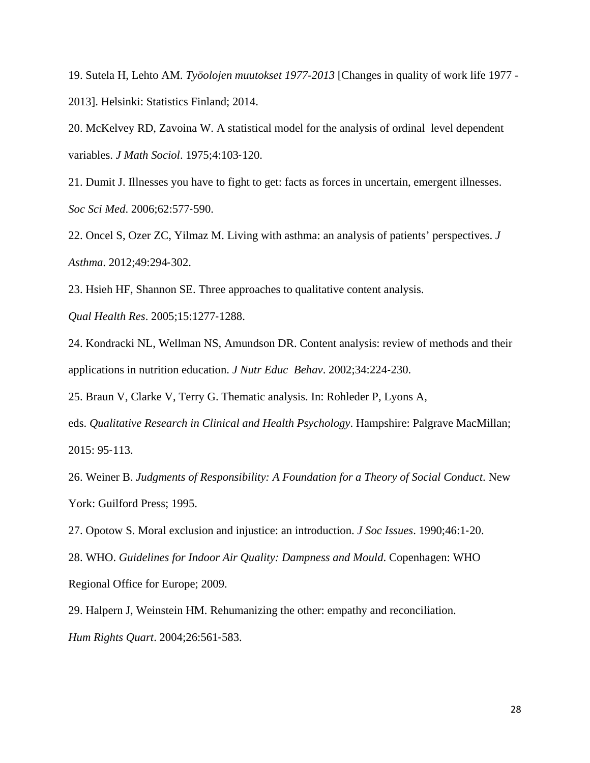19. Sutela H, Lehto AM. *Työolojen muutokset 1977-2013* [Changes in quality of work life 1977 - 2013]. Helsinki: Statistics Finland; 2014.

20. McKelvey RD, Zavoina W. A statistical model for the analysis of ordinal level dependent variables. *J Math Sociol*. 1975;4:103-120.

21. Dumit J. Illnesses you have to fight to get: facts as forces in uncertain, emergent illnesses. *Soc Sci Med*. 2006;62:577-590.

22. Oncel S, Ozer ZC, Yilmaz M. Living with asthma: an analysis of patients' perspectives. *J Asthma*. 2012;49:294-302.

23. Hsieh HF, Shannon SE. Three approaches to qualitative content analysis. *Qual Health Res*. 2005;15:1277-1288.

24. Kondracki NL, Wellman NS, Amundson DR. Content analysis: review of methods and their applications in nutrition education. *J Nutr Educ Behav*. 2002;34:224-230.

25. Braun V, Clarke V, Terry G. Thematic analysis. In: Rohleder P, Lyons A, eds. *Qualitative Research in Clinical and Health Psychology*. Hampshire: Palgrave MacMillan; 2015: 95-113.

26. Weiner B. *Judgments of Responsibility: A Foundation for a Theory of Social Conduct*. New York: Guilford Press; 1995.

27. Opotow S. Moral exclusion and injustice: an introduction. *J Soc Issues*. 1990;46:1-20.

28. WHO. *Guidelines for Indoor Air Quality: Dampness and Mould*. Copenhagen: WHO Regional Office for Europe; 2009.

29. Halpern J, Weinstein HM. Rehumanizing the other: empathy and reconciliation. *Hum Rights Quart*. 2004;26:561-583.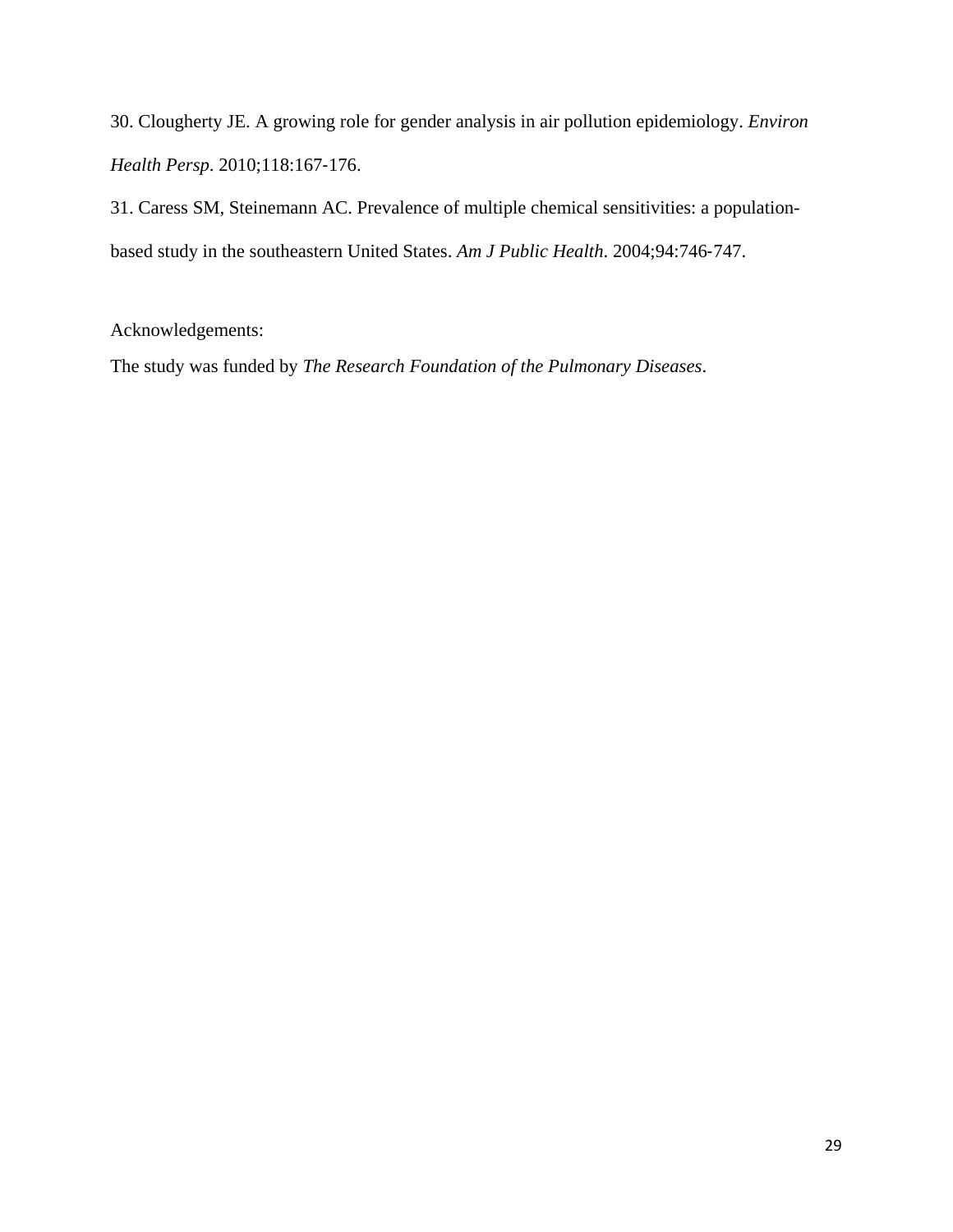30. Clougherty JE. A growing role for gender analysis in air pollution epidemiology. *Environ Health Persp*. 2010;118:167-176.

31. Caress SM, Steinemann AC. Prevalence of multiple chemical sensitivities: a population-based study in the southeastern United States. *Am J Public Health*. 2004;94:746-747.

Acknowledgements:

The study was funded by *The Research Foundation of the Pulmonary Diseases*.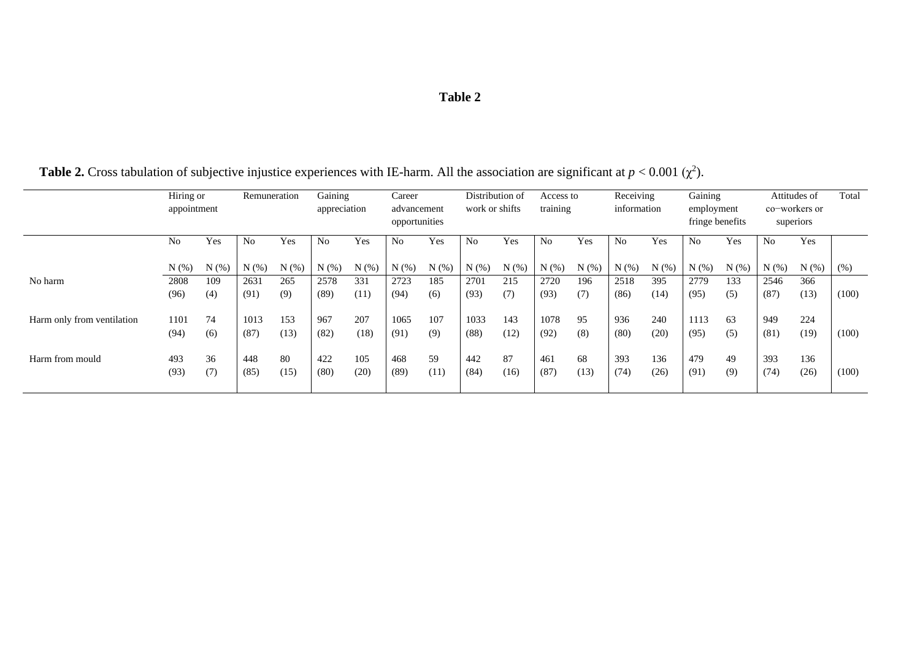**Table 2**

**Table 2.** Cross tabulation of subjective injustice experiences with IE-harm. All the association are significant at $p < 0.001$ ($\chi^2$).

| | Hiring or appointment | | Remuneration | | Gaining appreciation | | Career advancement opportunities | | Distribution of work or shifts | | Access to training | | Receiving information | | Gaining employment fringe benefits | | Attitudes of co−workers or superiors | | Total |
|---|---|---|---|---|---|---|---|---|---|---|---|---|---|---|---|---|---|---|---|
| | No | Yes | No | Yes | No | Yes | No | Yes | No | Yes | No | Yes | No | Yes | No | Yes | No | Yes | |
| | N (%) | N (%) | N (%) | N (%) | N (%) | N (%) | N (%) | N (%) | N (%) | N (%) | N (%) | N (%) | N (%) | N (%) | N (%) | N (%) | N (%) | N (%) | (%) |
| No harm | 2808 (96) | 109 (4) | 2631 (91) | 265 (9) | 2578 (89) | 331 (11) | 2723 (94) | 185 (6) | 2701 (93) | 215 (7) | 2720 (93) | 196 (7) | 2518 (86) | 395 (14) | 2779 (95) | 133 (5) | 2546 (87) | 366 (13) | (100) |
| Harm only from ventilation | 1101 (94) | 74 (6) | 1013 (87) | 153 (13) | 967 (82) | 207 (18) | 1065 (91) | 107 (9) | 1033 (88) | 143 (12) | 1078 (92) | 95 (8) | 936 (80) | 240 (20) | 1113 (95) | 63 (5) | 949 (81) | 224 (19) | (100) |
| Harm from mould | 493 (93) | 36 (7) | 448 (85) | 80 (15) | 422 (80) | 105 (20) | 468 (89) | 59 (11) | 442 (84) | 87 (16) | 461 (87) | 68 (13) | 393 (74) | 136 (26) | 479 (91) | 49 (9) | 393 (74) | 136 (26) | (100) |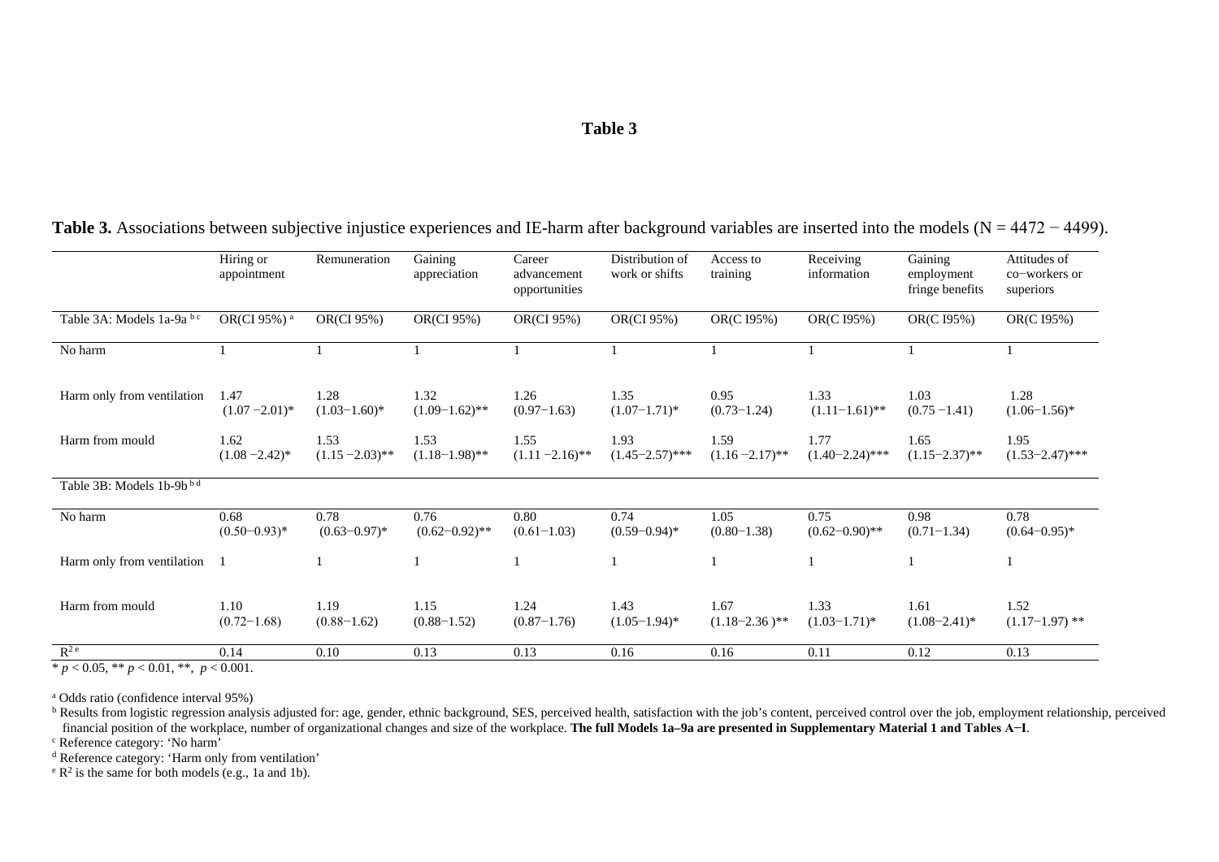**Table 3**

**Table 3.** Associations between subjective injustice experiences and IE-harm after background variables are inserted into the models (N = 4472 − 4499).

| | Hiring or appointment | Remuneration | Gaining appreciation | Career advancement opportunities | Distribution of work or shifts | Access to training | Receiving information | Gaining employment fringe benefits | Attitudes of co−workers or superiors |
|---|---|---|---|---|---|---|---|---|---|
| Table 3A: Models 1a-9a [b c] | OR(CI 95%) [a] | OR(CI 95%) | OR(CI 95%) | OR(CI 95%) | OR(CI 95%) | OR(C I95%) | OR(C I95%) | OR(C I95%) | OR(C I95%) |
| No harm | 1 | 1 | 1 | 1 | 1 | 1 | 1 | 1 | 1 |
| Harm only from ventilation | 1.47 (1.07 −2.01)* | 1.28 (1.03−1.60)* | 1.32 (1.09−1.62)** | 1.26 (0.97−1.63) | 1.35 (1.07−1.71)* | 0.95 (0.73−1.24) | 1.33 (1.11−1.61)** | 1.03 (0.75 −1.41) | 1.28 (1.06−1.56)* |
| Harm from mould | 1.62 (1.08 −2.42)* | 1.53 (1.15 −2.03)** | 1.53 (1.18−1.98)** | 1.55 (1.11 −2.16)** | 1.93 (1.45−2.57)*** | 1.59 (1.16 −2.17)** | 1.77 (1.40−2.24)*** | 1.65 (1.15−2.37)** | 1.95 (1.53−2.47)*** |
| Table 3B: Models 1b-9b [b d] | | | | | | | | | |
| No harm | 0.68 (0.50−0.93)* | 0.78 (0.63−0.97)* | 0.76 (0.62−0.92)** | 0.80 (0.61−1.03) | 0.74 (0.59−0.94)* | 1.05 (0.80−1.38) | 0.75 (0.62−0.90)** | 0.98 (0.71−1.34) | 0.78 (0.64−0.95)* |
| Harm only from ventilation | 1 | 1 | 1 | 1 | 1 | 1 | 1 | 1 | 1 |
| Harm from mould | 1.10 (0.72−1.68) | 1.19 (0.88−1.62) | 1.15 (0.88−1.52) | 1.24 (0.87−1.76) | 1.43 (1.05−1.94)* | 1.67 (1.18−2.36 )** | 1.33 (1.03−1.71)* | 1.61 (1.08−2.41)* | 1.52 (1.17−1.97) ** |
| $R^2$ [e] | 0.14 | 0.10 | 0.13 | 0.13 | 0.16 | 0.16 | 0.11 | 0.12 | 0.13 |

* $p < 0.05$, ** $p < 0.01$, **, $p < 0.001$.

[a] Odds ratio (confidence interval 95%)

[b] Results from logistic regression analysis adjusted for: age, gender, ethnic background, SES, perceived health, satisfaction with the job's content, perceived control over the job, employment relationship, perceived financial position of the workplace, number of organizational changes and size of the workplace. **The full Models 1a–9a are presented in Supplementary Material 1 and Tables A−I**.

[c] Reference category: 'No harm'

[d] Reference category: 'Harm only from ventilation'

[e] $R^2$ is the same for both models (e.g., 1a and 1b).